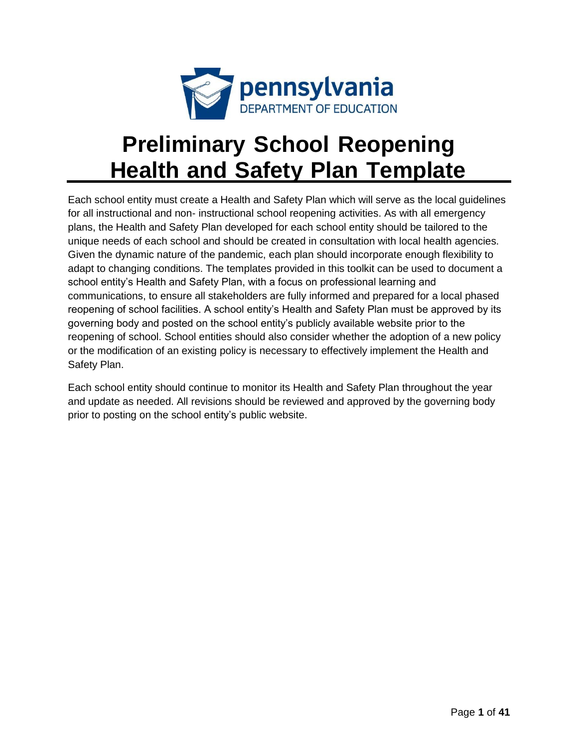# Preliminary School Reopening Health and Safety Plan Template

Each school entity must create a Health and Safety Plan which will serve as the local guidelines for all instructional and non- instructional school reopening activities. As with all emergency plans, the Health and Safety Plan developed for each school entity should be tailored to the unique needs of each school and should be created in consultation with local health agencies. Given the dynamic nature of the pandemic, each plan should incorporate enough flexibility to adapt to changing conditions. The templates provided in this toolkit can be used to document a school entity's Health and Safety Plan, with a focus on professional learning and communications, to ensure all stakeholders are fully informed and prepared for a local phased reopening of school facilities. A school entity's Health and Safety Plan must be approved by its governing body and posted on the school entity's publicly available website prior to the reopening of school. School entities should also consider whether the adoption of a new policy or the modification of an existing policy is necessary to effectively implement the Health and Safety Plan.

Each school entity should continue to monitor its Health and Safety Plan throughout the year and update as needed. All revisions should be reviewed and approved by the governing body prior to posting on the school entity's public website.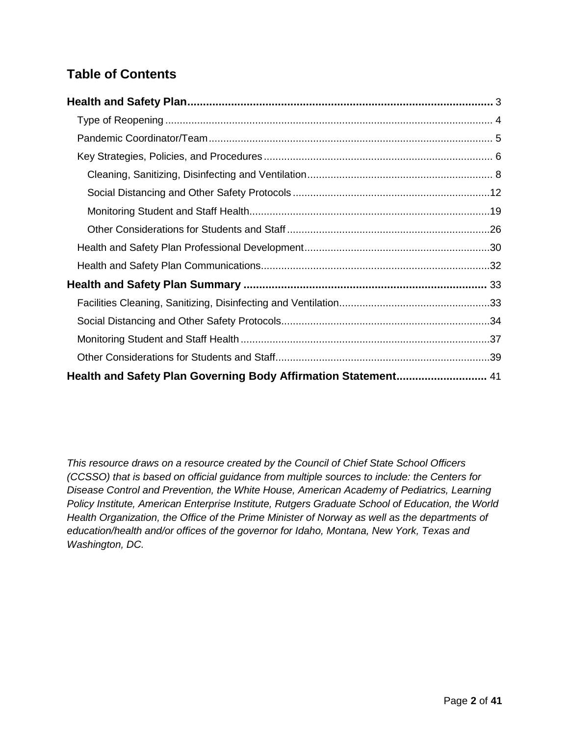## Table of Contents

**Health and Safety Plan** 3

- Type of Reopening 4
- Pandemic Coordinator/Team 5
- Key Strategies, Policies, and Procedures 6
  - Cleaning, Sanitizing, Disinfecting and Ventilation 8
  - Social Distancing and Other Safety Protocols 12
  - Monitoring Student and Staff Health 19
  - Other Considerations for Students and Staff 26
- Health and Safety Plan Professional Development 30
- Health and Safety Plan Communications 32

**Health and Safety Plan Summary** 33

- Facilities Cleaning, Sanitizing, Disinfecting and Ventilation 33
- Social Distancing and Other Safety Protocols 34
- Monitoring Student and Staff Health 37
- Other Considerations for Students and Staff 39

**Health and Safety Plan Governing Body Affirmation Statement** 41

*This resource draws on a resource created by the Council of Chief State School Officers (CCSSO) that is based on official guidance from multiple sources to include: the Centers for Disease Control and Prevention, the White House, American Academy of Pediatrics, Learning Policy Institute, American Enterprise Institute, Rutgers Graduate School of Education, the World Health Organization, the Office of the Prime Minister of Norway as well as the departments of education/health and/or offices of the governor for Idaho, Montana, New York, Texas and Washington, DC.*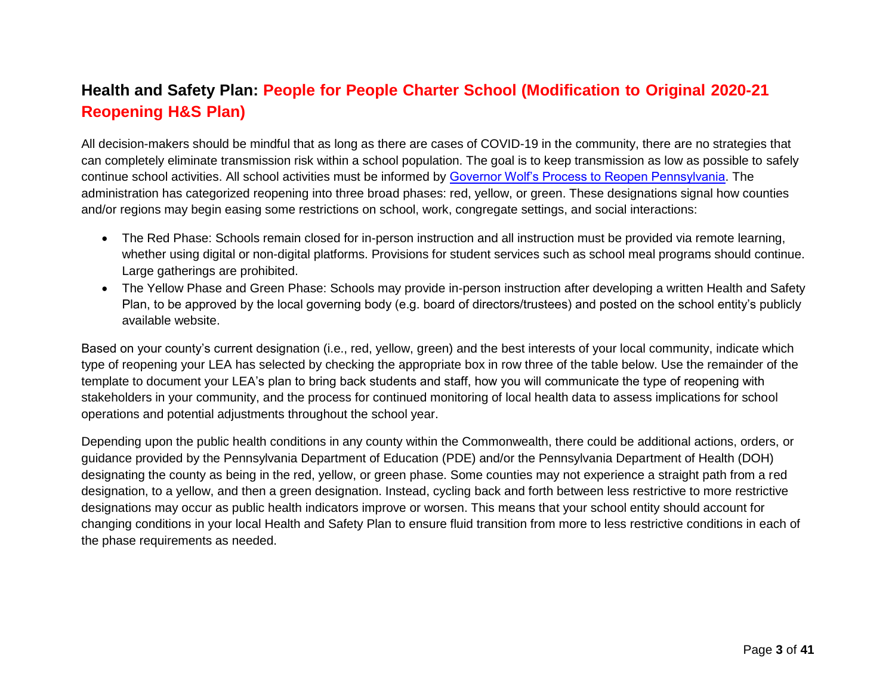## Health and Safety Plan: People for People Charter School (Modification to Original 2020-21 Reopening H&S Plan)

All decision-makers should be mindful that as long as there are cases of COVID-19 in the community, there are no strategies that can completely eliminate transmission risk within a school population. The goal is to keep transmission as low as possible to safely continue school activities. All school activities must be informed by [Governor Wolf's Process to Reopen Pennsylvania](). The administration has categorized reopening into three broad phases: red, yellow, or green. These designations signal how counties and/or regions may begin easing some restrictions on school, work, congregate settings, and social interactions:

- The Red Phase: Schools remain closed for in-person instruction and all instruction must be provided via remote learning, whether using digital or non-digital platforms. Provisions for student services such as school meal programs should continue. Large gatherings are prohibited.
- The Yellow Phase and Green Phase: Schools may provide in-person instruction after developing a written Health and Safety Plan, to be approved by the local governing body (e.g. board of directors/trustees) and posted on the school entity's publicly available website.

Based on your county's current designation (i.e., red, yellow, green) and the best interests of your local community, indicate which type of reopening your LEA has selected by checking the appropriate box in row three of the table below. Use the remainder of the template to document your LEA's plan to bring back students and staff, how you will communicate the type of reopening with stakeholders in your community, and the process for continued monitoring of local health data to assess implications for school operations and potential adjustments throughout the school year.

Depending upon the public health conditions in any county within the Commonwealth, there could be additional actions, orders, or guidance provided by the Pennsylvania Department of Education (PDE) and/or the Pennsylvania Department of Health (DOH) designating the county as being in the red, yellow, or green phase. Some counties may not experience a straight path from a red designation, to a yellow, and then a green designation. Instead, cycling back and forth between less restrictive to more restrictive designations may occur as public health indicators improve or worsen. This means that your school entity should account for changing conditions in your local Health and Safety Plan to ensure fluid transition from more to less restrictive conditions in each of the phase requirements as needed.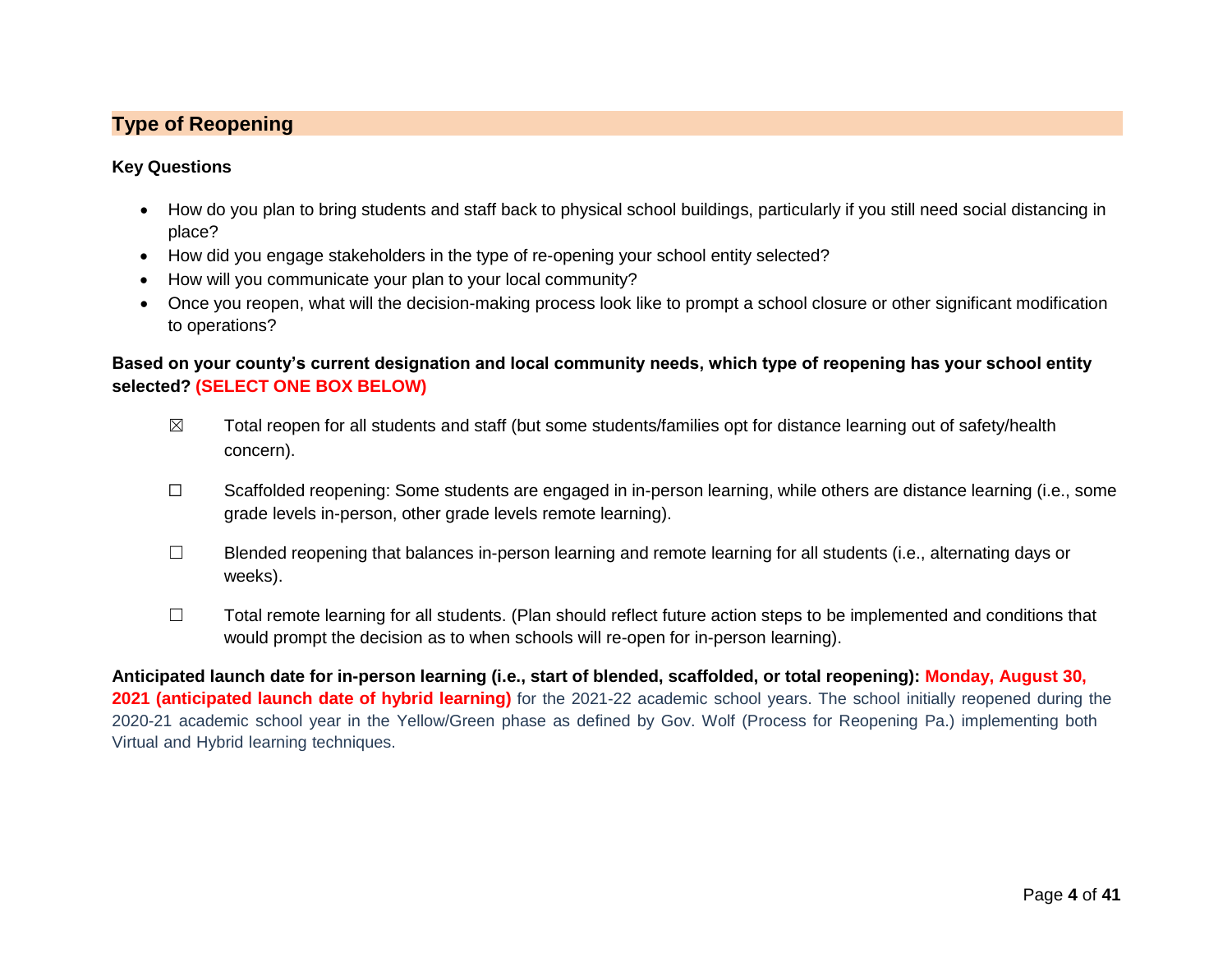## Type of Reopening

**Key Questions**

- How do you plan to bring students and staff back to physical school buildings, particularly if you still need social distancing in place?
- How did you engage stakeholders in the type of re-opening your school entity selected?
- How will you communicate your plan to your local community?
- Once you reopen, what will the decision-making process look like to prompt a school closure or other significant modification to operations?

**Based on your county's current designation and local community needs, which type of reopening has your school entity selected? (SELECT ONE BOX BELOW)**

☒ Total reopen for all students and staff (but some students/families opt for distance learning out of safety/health concern).

☐ Scaffolded reopening: Some students are engaged in in-person learning, while others are distance learning (i.e., some grade levels in-person, other grade levels remote learning).

☐ Blended reopening that balances in-person learning and remote learning for all students (i.e., alternating days or weeks).

☐ Total remote learning for all students. (Plan should reflect future action steps to be implemented and conditions that would prompt the decision as to when schools will re-open for in-person learning).

**Anticipated launch date for in-person learning (i.e., start of blended, scaffolded, or total reopening): Monday, August 30, 2021 (anticipated launch date of hybrid learning)** for the 2021-22 academic school years. The school initially reopened during the 2020-21 academic school year in the Yellow/Green phase as defined by Gov. Wolf (Process for Reopening Pa.) implementing both Virtual and Hybrid learning techniques.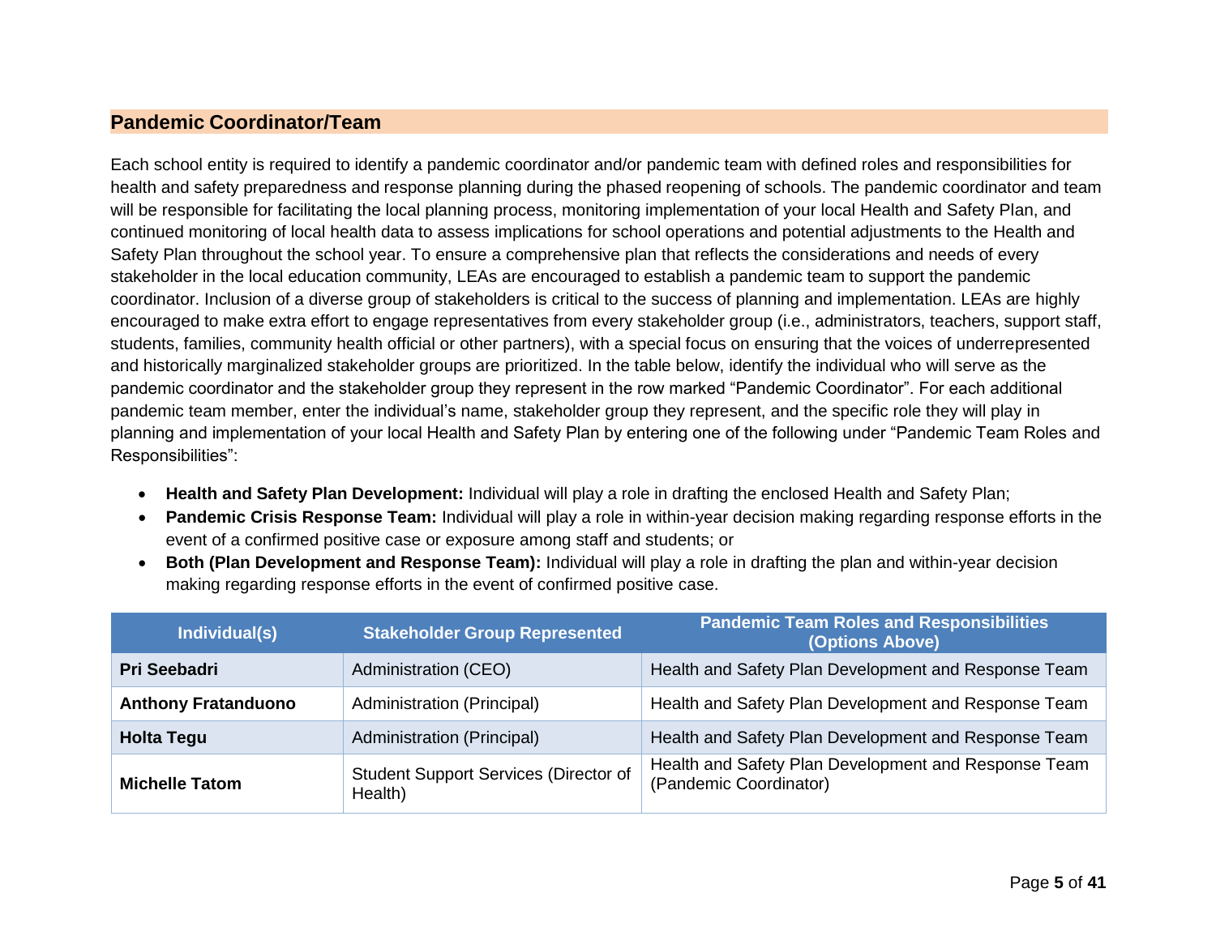## Pandemic Coordinator/Team

Each school entity is required to identify a pandemic coordinator and/or pandemic team with defined roles and responsibilities for health and safety preparedness and response planning during the phased reopening of schools. The pandemic coordinator and team will be responsible for facilitating the local planning process, monitoring implementation of your local Health and Safety Plan, and continued monitoring of local health data to assess implications for school operations and potential adjustments to the Health and Safety Plan throughout the school year. To ensure a comprehensive plan that reflects the considerations and needs of every stakeholder in the local education community, LEAs are encouraged to establish a pandemic team to support the pandemic coordinator. Inclusion of a diverse group of stakeholders is critical to the success of planning and implementation. LEAs are highly encouraged to make extra effort to engage representatives from every stakeholder group (i.e., administrators, teachers, support staff, students, families, community health official or other partners), with a special focus on ensuring that the voices of underrepresented and historically marginalized stakeholder groups are prioritized. In the table below, identify the individual who will serve as the pandemic coordinator and the stakeholder group they represent in the row marked "Pandemic Coordinator". For each additional pandemic team member, enter the individual's name, stakeholder group they represent, and the specific role they will play in planning and implementation of your local Health and Safety Plan by entering one of the following under "Pandemic Team Roles and Responsibilities":

- **Health and Safety Plan Development:** Individual will play a role in drafting the enclosed Health and Safety Plan;
- **Pandemic Crisis Response Team:** Individual will play a role in within-year decision making regarding response efforts in the event of a confirmed positive case or exposure among staff and students; or
- **Both (Plan Development and Response Team):** Individual will play a role in drafting the plan and within-year decision making regarding response efforts in the event of confirmed positive case.

| Individual(s) | Stakeholder Group Represented | Pandemic Team Roles and Responsibilities (Options Above) |
|---|---|---|
| **Pri Seebadri** | Administration (CEO) | Health and Safety Plan Development and Response Team |
| **Anthony Fratanduono** | Administration (Principal) | Health and Safety Plan Development and Response Team |
| **Holta Tegu** | Administration (Principal) | Health and Safety Plan Development and Response Team |
| **Michelle Tatom** | Student Support Services (Director of Health) | Health and Safety Plan Development and Response Team (Pandemic Coordinator) |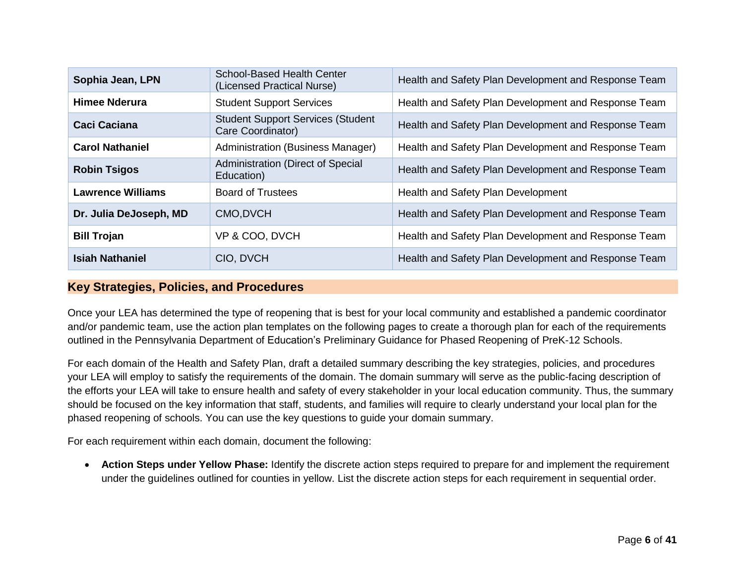| | | |
|---|---|---|
| **Sophia Jean, LPN** | School-Based Health Center (Licensed Practical Nurse) | Health and Safety Plan Development and Response Team |
| **Himee Nderura** | Student Support Services | Health and Safety Plan Development and Response Team |
| **Caci Caciana** | Student Support Services (Student Care Coordinator) | Health and Safety Plan Development and Response Team |
| **Carol Nathaniel** | Administration (Business Manager) | Health and Safety Plan Development and Response Team |
| **Robin Tsigos** | Administration (Direct of Special Education) | Health and Safety Plan Development and Response Team |
| **Lawrence Williams** | Board of Trustees | Health and Safety Plan Development |
| **Dr. Julia DeJoseph, MD** | CMO,DVCH | Health and Safety Plan Development and Response Team |
| **Bill Trojan** | VP & COO, DVCH | Health and Safety Plan Development and Response Team |
| **Isiah Nathaniel** | CIO, DVCH | Health and Safety Plan Development and Response Team |

## Key Strategies, Policies, and Procedures

Once your LEA has determined the type of reopening that is best for your local community and established a pandemic coordinator and/or pandemic team, use the action plan templates on the following pages to create a thorough plan for each of the requirements outlined in the Pennsylvania Department of Education's Preliminary Guidance for Phased Reopening of PreK-12 Schools.

For each domain of the Health and Safety Plan, draft a detailed summary describing the key strategies, policies, and procedures your LEA will employ to satisfy the requirements of the domain. The domain summary will serve as the public-facing description of the efforts your LEA will take to ensure health and safety of every stakeholder in your local education community. Thus, the summary should be focused on the key information that staff, students, and families will require to clearly understand your local plan for the phased reopening of schools. You can use the key questions to guide your domain summary.

For each requirement within each domain, document the following:

- **Action Steps under Yellow Phase:** Identify the discrete action steps required to prepare for and implement the requirement under the guidelines outlined for counties in yellow. List the discrete action steps for each requirement in sequential order.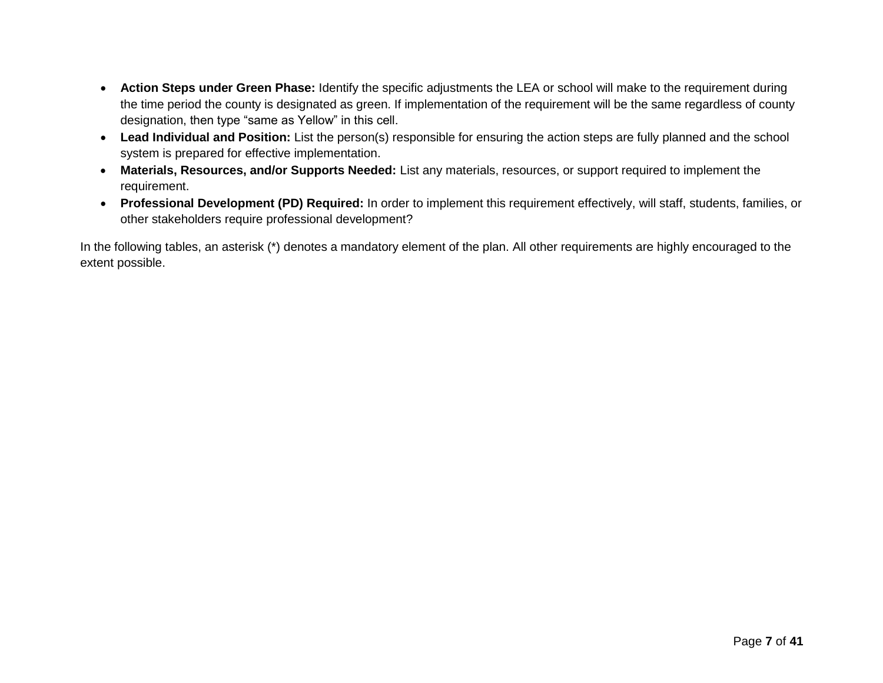- **Action Steps under Green Phase:** Identify the specific adjustments the LEA or school will make to the requirement during the time period the county is designated as green. If implementation of the requirement will be the same regardless of county designation, then type "same as Yellow" in this cell.
- **Lead Individual and Position:** List the person(s) responsible for ensuring the action steps are fully planned and the school system is prepared for effective implementation.
- **Materials, Resources, and/or Supports Needed:** List any materials, resources, or support required to implement the requirement.
- **Professional Development (PD) Required:** In order to implement this requirement effectively, will staff, students, families, or other stakeholders require professional development?

In the following tables, an asterisk (*) denotes a mandatory element of the plan. All other requirements are highly encouraged to the extent possible.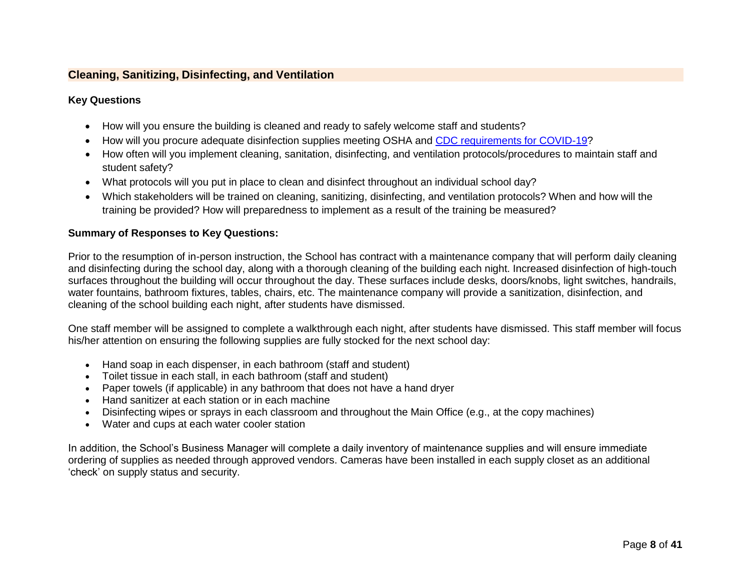## Cleaning, Sanitizing, Disinfecting, and Ventilation

### Key Questions

- How will you ensure the building is cleaned and ready to safely welcome staff and students?
- How will you procure adequate disinfection supplies meeting OSHA and [CDC requirements for COVID-19]?
- How often will you implement cleaning, sanitation, disinfecting, and ventilation protocols/procedures to maintain staff and student safety?
- What protocols will you put in place to clean and disinfect throughout an individual school day?
- Which stakeholders will be trained on cleaning, sanitizing, disinfecting, and ventilation protocols? When and how will the training be provided? How will preparedness to implement as a result of the training be measured?

### Summary of Responses to Key Questions:

Prior to the resumption of in-person instruction, the School has contract with a maintenance company that will perform daily cleaning and disinfecting during the school day, along with a thorough cleaning of the building each night. Increased disinfection of high-touch surfaces throughout the building will occur throughout the day. These surfaces include desks, doors/knobs, light switches, handrails, water fountains, bathroom fixtures, tables, chairs, etc. The maintenance company will provide a sanitization, disinfection, and cleaning of the school building each night, after students have dismissed.

One staff member will be assigned to complete a walkthrough each night, after students have dismissed. This staff member will focus his/her attention on ensuring the following supplies are fully stocked for the next school day:

- Hand soap in each dispenser, in each bathroom (staff and student)
- Toilet tissue in each stall, in each bathroom (staff and student)
- Paper towels (if applicable) in any bathroom that does not have a hand dryer
- Hand sanitizer at each station or in each machine
- Disinfecting wipes or sprays in each classroom and throughout the Main Office (e.g., at the copy machines)
- Water and cups at each water cooler station

In addition, the School's Business Manager will complete a daily inventory of maintenance supplies and will ensure immediate ordering of supplies as needed through approved vendors. Cameras have been installed in each supply closet as an additional 'check' on supply status and security.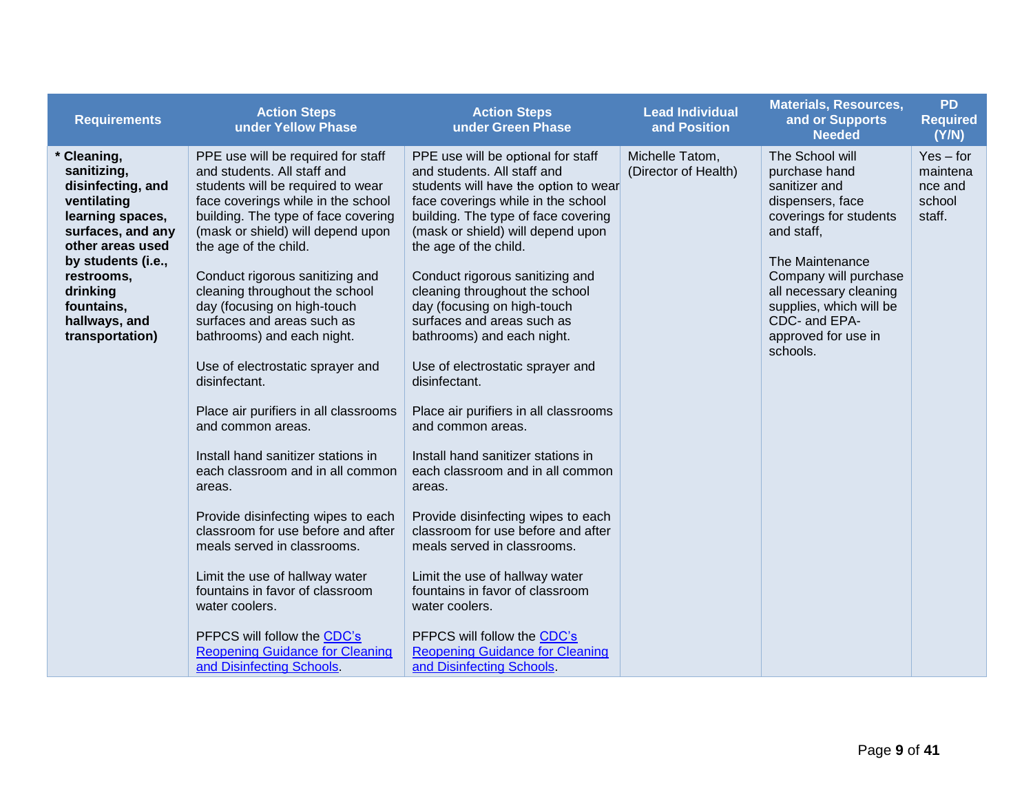| Requirements | Action Steps under Yellow Phase | Action Steps under Green Phase | Lead Individual and Position | Materials, Resources, and or Supports Needed | PD Required (Y/N) |
|---|---|---|---|---|---|
| **\* Cleaning, sanitizing, disinfecting, and ventilating learning spaces, surfaces, and any other areas used by students (i.e., restrooms, drinking fountains, hallways, and transportation)** | PPE use will be required for staff and students. All staff and students will be required to wear face coverings while in the school building. The type of face covering (mask or shield) will depend upon the age of the child.<br><br>Conduct rigorous sanitizing and cleaning throughout the school day (focusing on high-touch surfaces and areas such as bathrooms) and each night.<br><br>Use of electrostatic sprayer and disinfectant.<br><br>Place air purifiers in all classrooms and common areas.<br><br>Install hand sanitizer stations in each classroom and in all common areas.<br><br>Provide disinfecting wipes to each classroom for use before and after meals served in classrooms.<br><br>Limit the use of hallway water fountains in favor of classroom water coolers.<br><br>PFPCS will follow the [CDC's Reopening Guidance for Cleaning and Disinfecting Schools]. | PPE use will be optional for staff and students. All staff and students will have the option to wear face coverings while in the school building. The type of face covering (mask or shield) will depend upon the age of the child.<br><br>Conduct rigorous sanitizing and cleaning throughout the school day (focusing on high-touch surfaces and areas such as bathrooms) and each night.<br><br>Use of electrostatic sprayer and disinfectant.<br><br>Place air purifiers in all classrooms and common areas.<br><br>Install hand sanitizer stations in each classroom and in all common areas.<br><br>Provide disinfecting wipes to each classroom for use before and after meals served in classrooms.<br><br>Limit the use of hallway water fountains in favor of classroom water coolers.<br><br>PFPCS will follow the [CDC's Reopening Guidance for Cleaning and Disinfecting Schools]. | Michelle Tatom, (Director of Health) | The School will purchase hand sanitizer and dispensers, face coverings for students and staff,<br><br>The Maintenance Company will purchase all necessary cleaning supplies, which will be CDC- and EPA-approved for use in schools. | Yes – for maintenance and school staff. |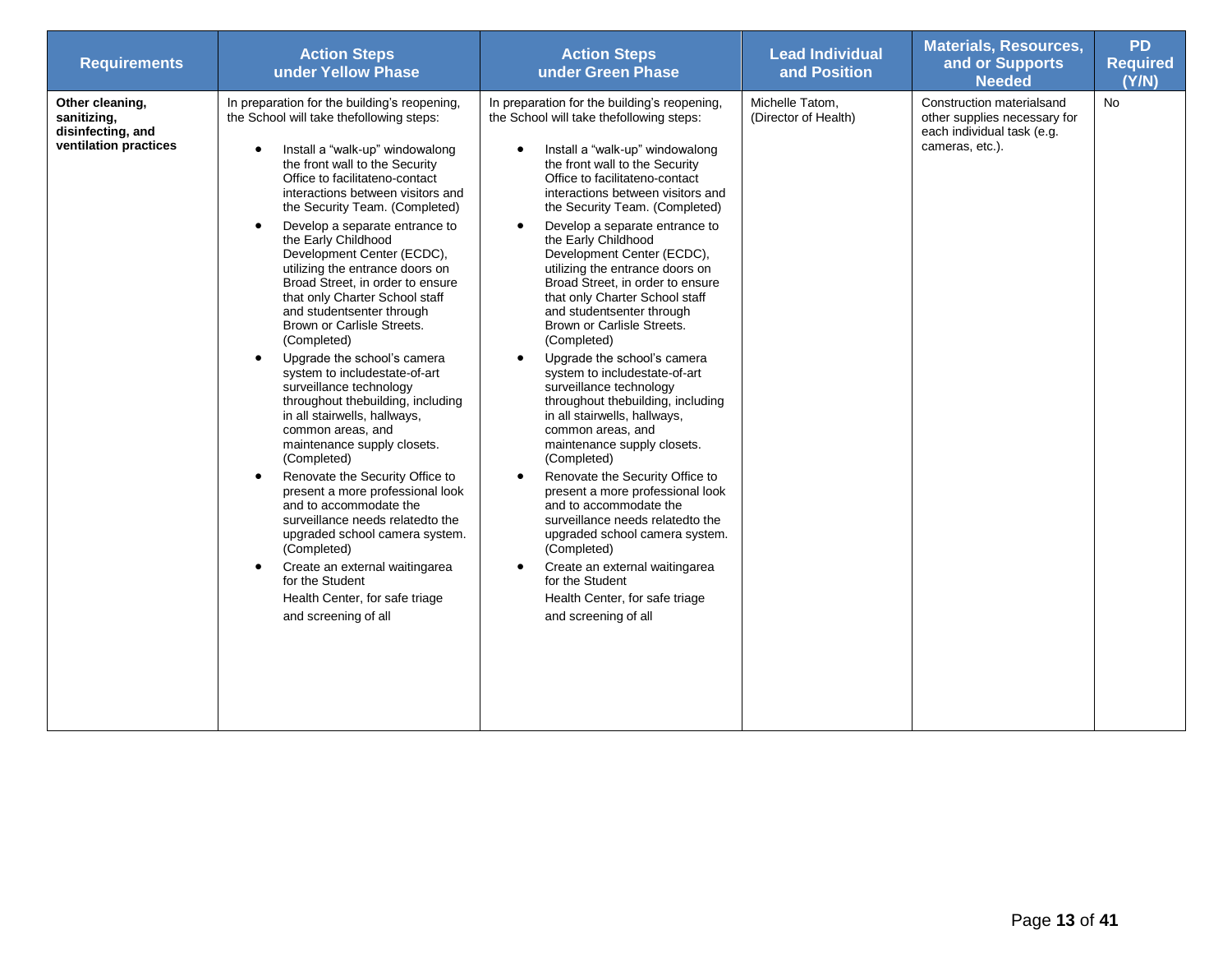| Requirements | Action Steps under Yellow Phase | Action Steps under Green Phase | Lead Individual and Position | Materials, Resources, and or Supports Needed | PD Required (Y/N) |
|---|---|---|---|---|---|
| **Other cleaning, sanitizing, disinfecting, and ventilation practices** | In preparation for the building's reopening, the School will take thefollowing steps:<br><br>• Install a "walk-up" windowalong the front wall to the Security Office to facilitateno-contact interactions between visitors and the Security Team. (Completed)<br>• Develop a separate entrance to the Early Childhood Development Center (ECDC), utilizing the entrance doors on Broad Street, in order to ensure that only Charter School staff and studentsenter through Brown or Carlisle Streets. (Completed)<br>• Upgrade the school's camera system to includestate-of-art surveillance technology throughout thebuilding, including in all stairwells, hallways, common areas, and maintenance supply closets. (Completed)<br>• Renovate the Security Office to present a more professional look and to accommodate the surveillance needs relatedto the upgraded school camera system. (Completed)<br>• Create an external waitingarea for the Student Health Center, for safe triage and screening of all | In preparation for the building's reopening, the School will take thefollowing steps:<br><br>• Install a "walk-up" windowalong the front wall to the Security Office to facilitateno-contact interactions between visitors and the Security Team. (Completed)<br>• Develop a separate entrance to the Early Childhood Development Center (ECDC), utilizing the entrance doors on Broad Street, in order to ensure that only Charter School staff and studentsenter through Brown or Carlisle Streets. (Completed)<br>• Upgrade the school's camera system to includestate-of-art surveillance technology throughout thebuilding, including in all stairwells, hallways, common areas, and maintenance supply closets. (Completed)<br>• Renovate the Security Office to present a more professional look and to accommodate the surveillance needs relatedto the upgraded school camera system. (Completed)<br>• Create an external waitingarea for the Student Health Center, for safe triage and screening of all | Michelle Tatom, (Director of Health) | Construction materialsand other supplies necessary for each individual task (e.g. cameras, etc.). | No |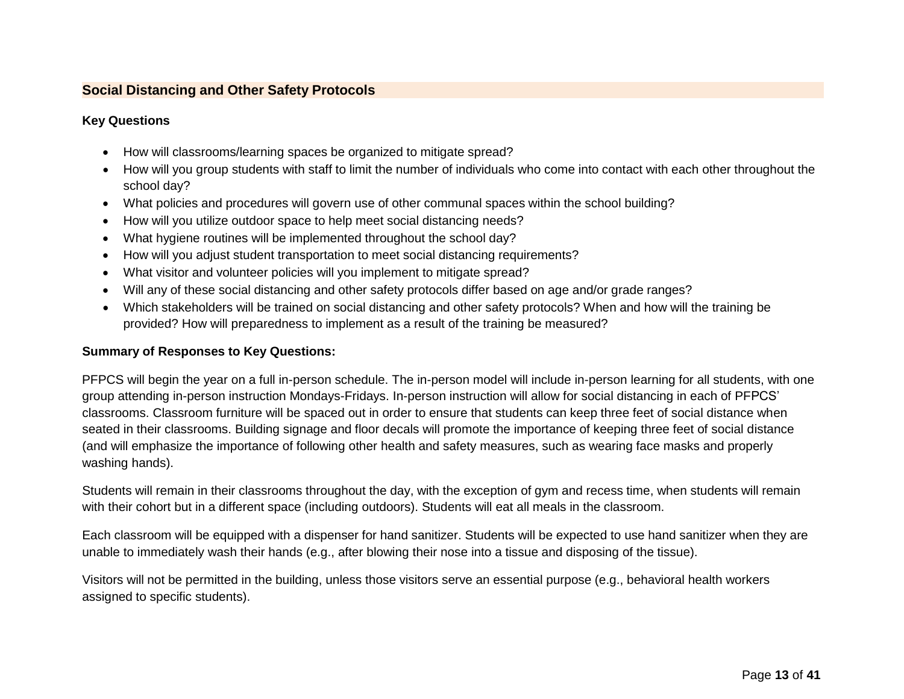## Social Distancing and Other Safety Protocols

**Key Questions**

- How will classrooms/learning spaces be organized to mitigate spread?
- How will you group students with staff to limit the number of individuals who come into contact with each other throughout the school day?
- What policies and procedures will govern use of other communal spaces within the school building?
- How will you utilize outdoor space to help meet social distancing needs?
- What hygiene routines will be implemented throughout the school day?
- How will you adjust student transportation to meet social distancing requirements?
- What visitor and volunteer policies will you implement to mitigate spread?
- Will any of these social distancing and other safety protocols differ based on age and/or grade ranges?
- Which stakeholders will be trained on social distancing and other safety protocols? When and how will the training be provided? How will preparedness to implement as a result of the training be measured?

**Summary of Responses to Key Questions:**

PFPCS will begin the year on a full in-person schedule. The in-person model will include in-person learning for all students, with one group attending in-person instruction Mondays-Fridays. In-person instruction will allow for social distancing in each of PFPCS' classrooms. Classroom furniture will be spaced out in order to ensure that students can keep three feet of social distance when seated in their classrooms. Building signage and floor decals will promote the importance of keeping three feet of social distance (and will emphasize the importance of following other health and safety measures, such as wearing face masks and properly washing hands).

Students will remain in their classrooms throughout the day, with the exception of gym and recess time, when students will remain with their cohort but in a different space (including outdoors). Students will eat all meals in the classroom.

Each classroom will be equipped with a dispenser for hand sanitizer. Students will be expected to use hand sanitizer when they are unable to immediately wash their hands (e.g., after blowing their nose into a tissue and disposing of the tissue).

Visitors will not be permitted in the building, unless those visitors serve an essential purpose (e.g., behavioral health workers assigned to specific students).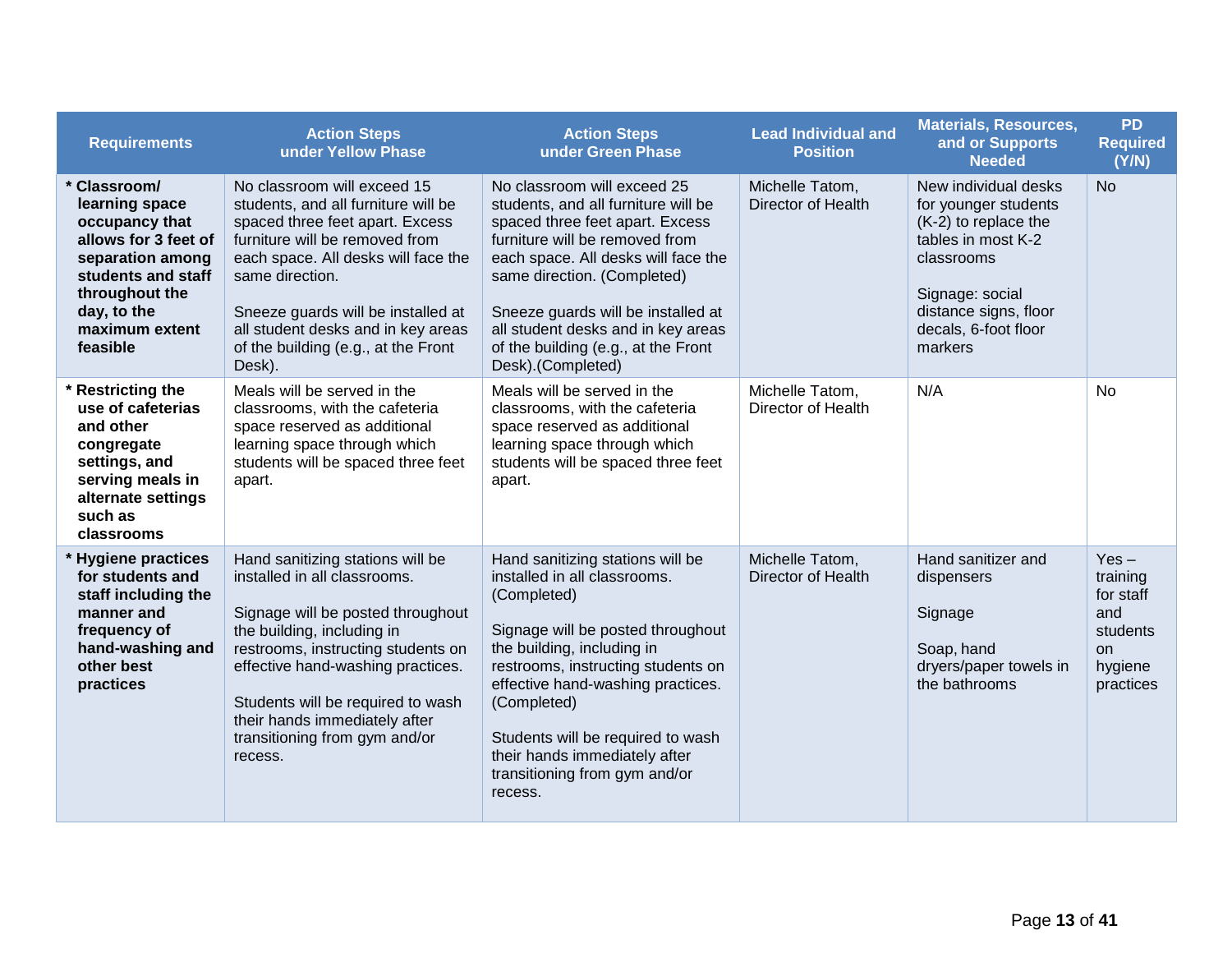| Requirements | Action Steps under Yellow Phase | Action Steps under Green Phase | Lead Individual and Position | Materials, Resources, and or Supports Needed | PD Required (Y/N) |
|---|---|---|---|---|---|
| * **Classroom/ learning space occupancy that allows for 3 feet of separation among students and staff throughout the day, to the maximum extent feasible** | No classroom will exceed 15 students, and all furniture will be spaced three feet apart. Excess furniture will be removed from each space. All desks will face the same direction.<br><br>Sneeze guards will be installed at all student desks and in key areas of the building (e.g., at the Front Desk). | No classroom will exceed 25 students, and all furniture will be spaced three feet apart. Excess furniture will be removed from each space. All desks will face the same direction. (Completed)<br><br>Sneeze guards will be installed at all student desks and in key areas of the building (e.g., at the Front Desk).(Completed) | Michelle Tatom, Director of Health | New individual desks for younger students (K-2) to replace the tables in most K-2 classrooms<br><br>Signage: social distance signs, floor decals, 6-foot floor markers | No |
| * **Restricting the use of cafeterias and other congregate settings, and serving meals in alternate settings such as classrooms** | Meals will be served in the classrooms, with the cafeteria space reserved as additional learning space through which students will be spaced three feet apart. | Meals will be served in the classrooms, with the cafeteria space reserved as additional learning space through which students will be spaced three feet apart. | Michelle Tatom, Director of Health | N/A | No |
| * **Hygiene practices for students and staff including the manner and frequency of hand-washing and other best practices** | Hand sanitizing stations will be installed in all classrooms.<br><br>Signage will be posted throughout the building, including in restrooms, instructing students on effective hand-washing practices.<br><br>Students will be required to wash their hands immediately after transitioning from gym and/or recess. | Hand sanitizing stations will be installed in all classrooms. (Completed)<br><br>Signage will be posted throughout the building, including in restrooms, instructing students on effective hand-washing practices. (Completed)<br><br>Students will be required to wash their hands immediately after transitioning from gym and/or recess. | Michelle Tatom, Director of Health | Hand sanitizer and dispensers<br><br>Signage<br><br>Soap, hand dryers/paper towels in the bathrooms | Yes – training for staff and students on hygiene practices |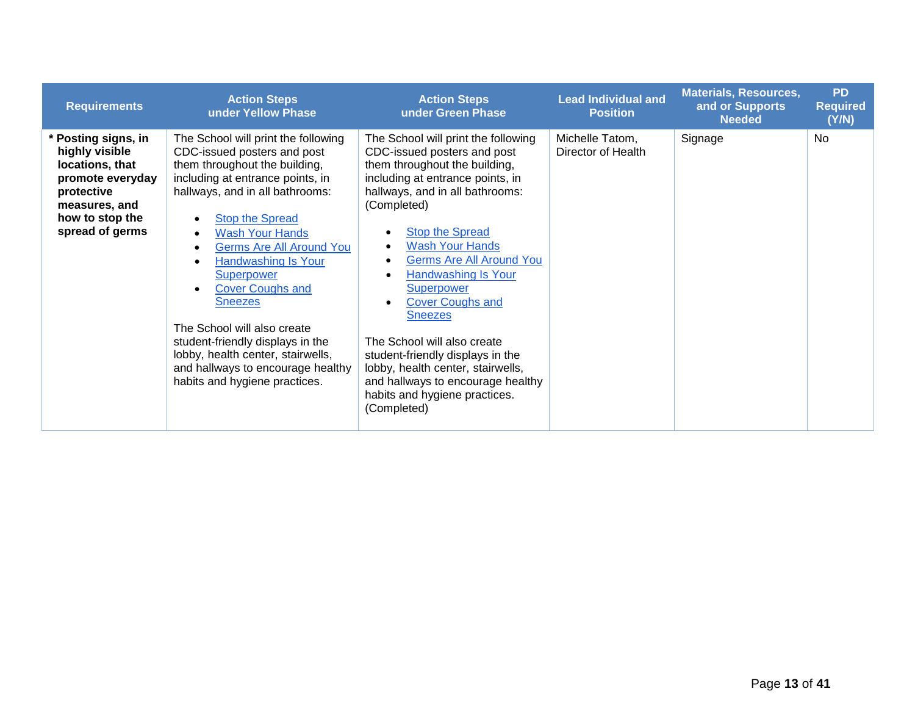| Requirements | Action Steps under Yellow Phase | Action Steps under Green Phase | Lead Individual and Position | Materials, Resources, and or Supports Needed | PD Required (Y/N) |
|---|---|---|---|---|---|
| **\* Posting signs, in highly visible locations, that promote everyday protective measures, and how to stop the spread of germs** | The School will print the following CDC-issued posters and post them throughout the building, including at entrance points, in hallways, and in all bathrooms:<br><br>• Stop the Spread<br>• Wash Your Hands<br>• Germs Are All Around You<br>• Handwashing Is Your Superpower<br>• Cover Coughs and Sneezes<br><br>The School will also create student-friendly displays in the lobby, health center, stairwells, and hallways to encourage healthy habits and hygiene practices. | The School will print the following CDC-issued posters and post them throughout the building, including at entrance points, in hallways, and in all bathrooms: (Completed)<br><br>• Stop the Spread<br>• Wash Your Hands<br>• Germs Are All Around You<br>• Handwashing Is Your Superpower<br>• Cover Coughs and Sneezes<br><br>The School will also create student-friendly displays in the lobby, health center, stairwells, and hallways to encourage healthy habits and hygiene practices. (Completed) | Michelle Tatom, Director of Health | Signage | No |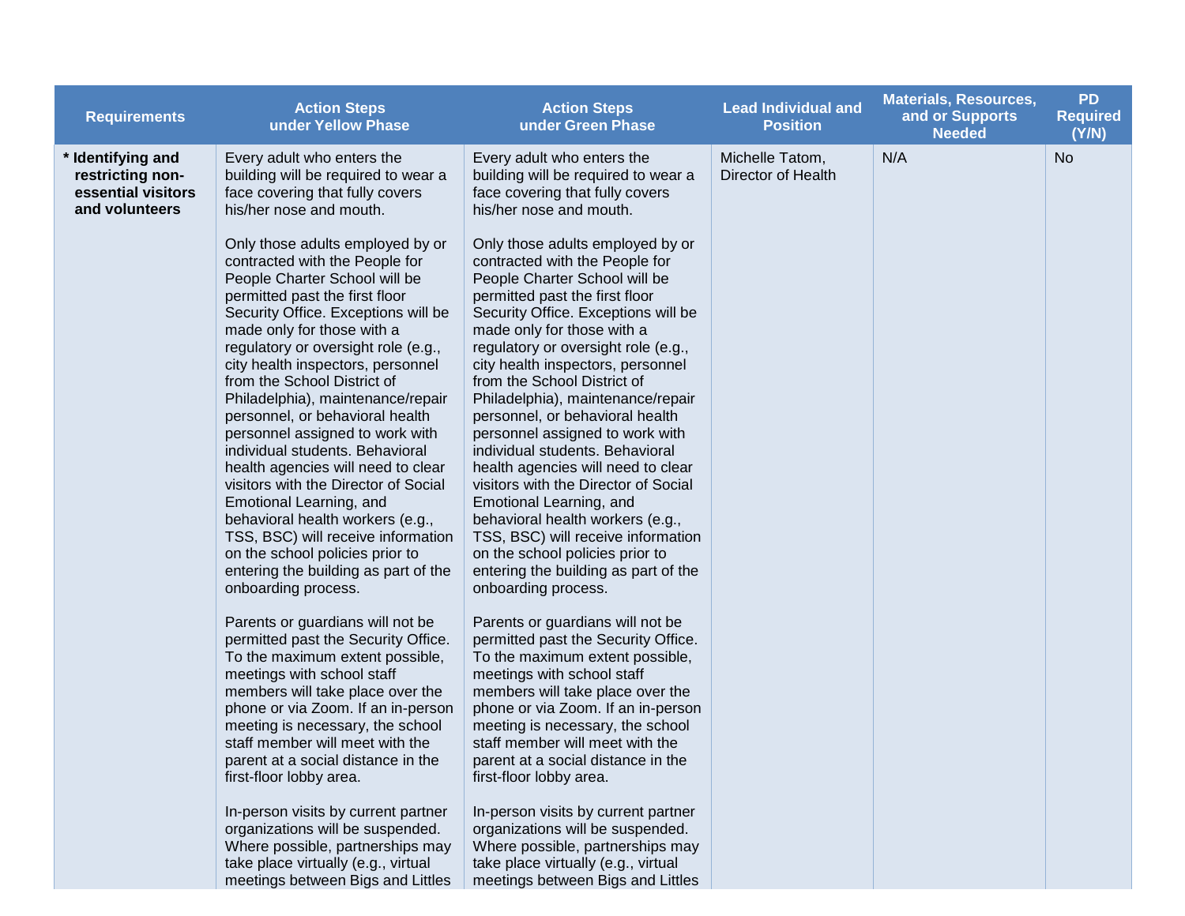| Requirements | Action Steps under Yellow Phase | Action Steps under Green Phase | Lead Individual and Position | Materials, Resources, and or Supports Needed | PD Required (Y/N) |
|---|---|---|---|---|---|
| **\* Identifying and restricting non-essential visitors and volunteers** | Every adult who enters the building will be required to wear a face covering that fully covers his/her nose and mouth.<br><br>Only those adults employed by or contracted with the People for People Charter School will be permitted past the first floor Security Office. Exceptions will be made only for those with a regulatory or oversight role (e.g., city health inspectors, personnel from the School District of Philadelphia), maintenance/repair personnel, or behavioral health personnel assigned to work with individual students. Behavioral health agencies will need to clear visitors with the Director of Social Emotional Learning, and behavioral health workers (e.g., TSS, BSC) will receive information on the school policies prior to entering the building as part of the onboarding process.<br><br>Parents or guardians will not be permitted past the Security Office. To the maximum extent possible, meetings with school staff members will take place over the phone or via Zoom. If an in-person meeting is necessary, the school staff member will meet with the parent at a social distance in the first-floor lobby area.<br><br>In-person visits by current partner organizations will be suspended. Where possible, partnerships may take place virtually (e.g., virtual meetings between Bigs and Littles | Every adult who enters the building will be required to wear a face covering that fully covers his/her nose and mouth.<br><br>Only those adults employed by or contracted with the People for People Charter School will be permitted past the first floor Security Office. Exceptions will be made only for those with a regulatory or oversight role (e.g., city health inspectors, personnel from the School District of Philadelphia), maintenance/repair personnel, or behavioral health personnel assigned to work with individual students. Behavioral health agencies will need to clear visitors with the Director of Social Emotional Learning, and behavioral health workers (e.g., TSS, BSC) will receive information on the school policies prior to entering the building as part of the onboarding process.<br><br>Parents or guardians will not be permitted past the Security Office. To the maximum extent possible, meetings with school staff members will take place over the phone or via Zoom. If an in-person meeting is necessary, the school staff member will meet with the parent at a social distance in the first-floor lobby area.<br><br>In-person visits by current partner organizations will be suspended. Where possible, partnerships may take place virtually (e.g., virtual meetings between Bigs and Littles | Michelle Tatom, Director of Health | N/A | No |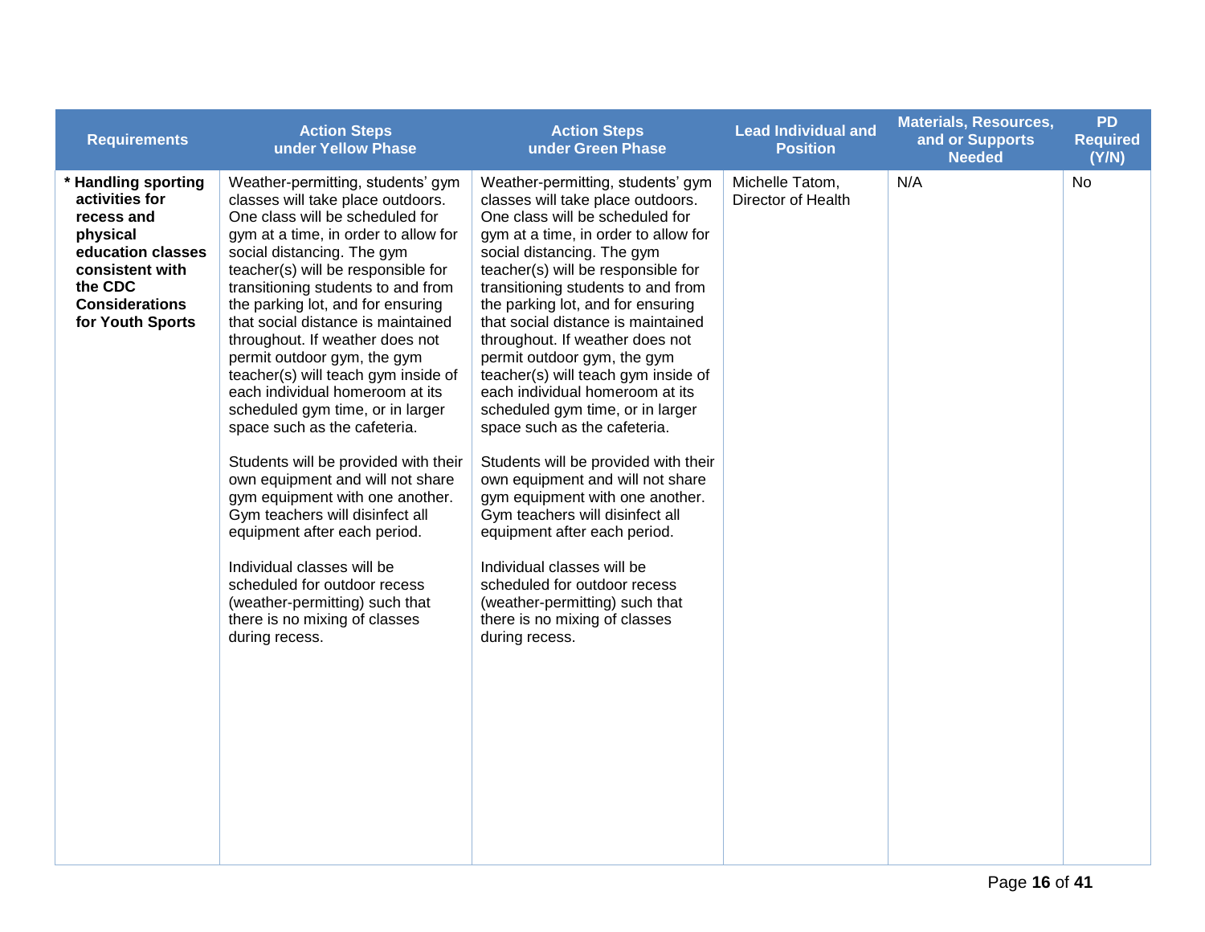| Requirements | Action Steps under Yellow Phase | Action Steps under Green Phase | Lead Individual and Position | Materials, Resources, and or Supports Needed | PD Required (Y/N) |
|---|---|---|---|---|---|
| **\* Handling sporting activities for recess and physical education classes consistent with the CDC Considerations for Youth Sports** | Weather-permitting, students' gym classes will take place outdoors. One class will be scheduled for gym at a time, in order to allow for social distancing. The gym teacher(s) will be responsible for transitioning students to and from the parking lot, and for ensuring that social distance is maintained throughout. If weather does not permit outdoor gym, the gym teacher(s) will teach gym inside of each individual homeroom at its scheduled gym time, or in larger space such as the cafeteria.<br><br>Students will be provided with their own equipment and will not share gym equipment with one another. Gym teachers will disinfect all equipment after each period.<br><br>Individual classes will be scheduled for outdoor recess (weather-permitting) such that there is no mixing of classes during recess. | Weather-permitting, students' gym classes will take place outdoors. One class will be scheduled for gym at a time, in order to allow for social distancing. The gym teacher(s) will be responsible for transitioning students to and from the parking lot, and for ensuring that social distance is maintained throughout. If weather does not permit outdoor gym, the gym teacher(s) will teach gym inside of each individual homeroom at its scheduled gym time, or in larger space such as the cafeteria.<br><br>Students will be provided with their own equipment and will not share gym equipment with one another. Gym teachers will disinfect all equipment after each period.<br><br>Individual classes will be scheduled for outdoor recess (weather-permitting) such that there is no mixing of classes during recess. | Michelle Tatom, Director of Health | N/A | No |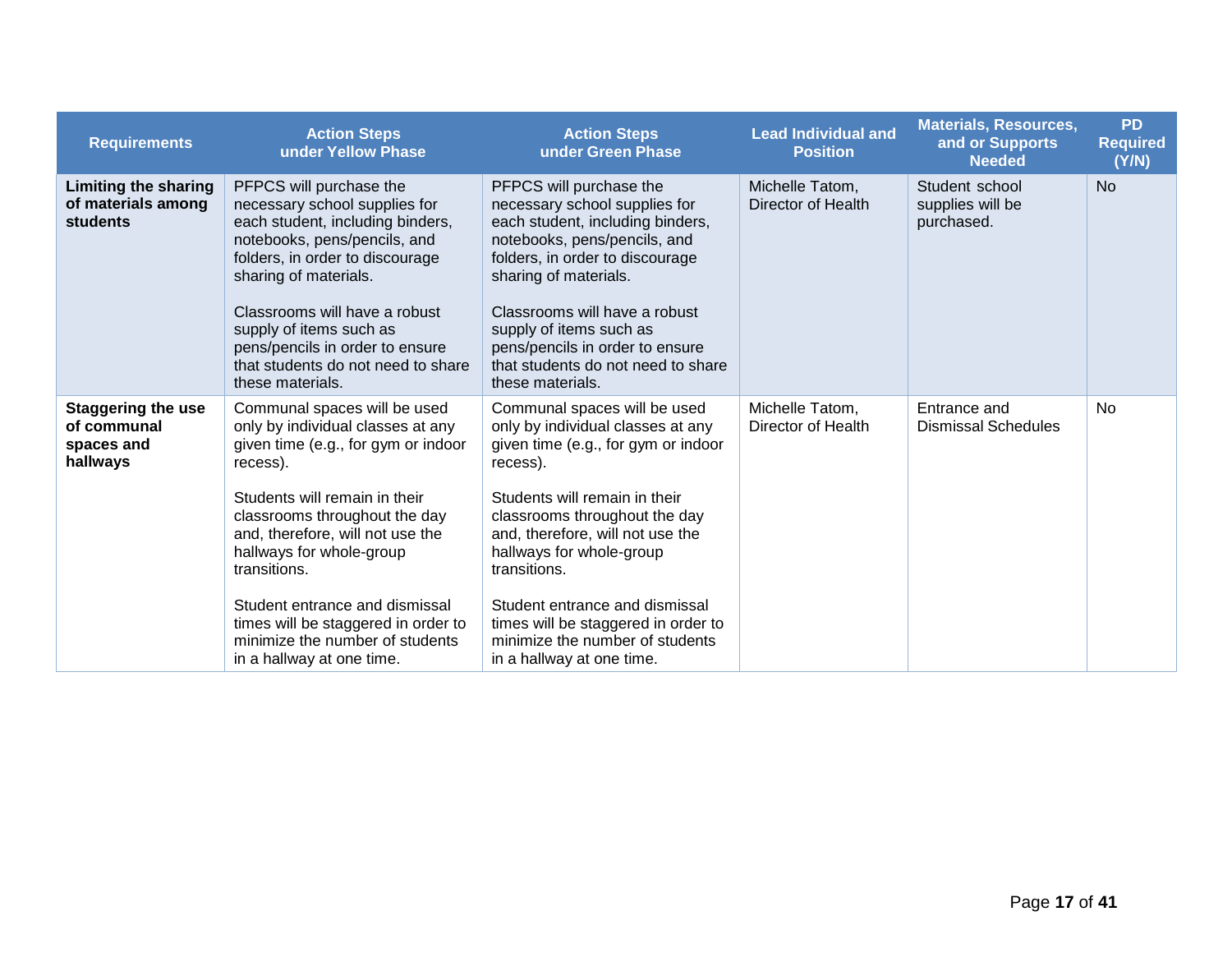| Requirements | Action Steps under Yellow Phase | Action Steps under Green Phase | Lead Individual and Position | Materials, Resources, and or Supports Needed | PD Required (Y/N) |
|---|---|---|---|---|---|
| **Limiting the sharing of materials among students** | PFPCS will purchase the necessary school supplies for each student, including binders, notebooks, pens/pencils, and folders, in order to discourage sharing of materials.<br><br>Classrooms will have a robust supply of items such as pens/pencils in order to ensure that students do not need to share these materials. | PFPCS will purchase the necessary school supplies for each student, including binders, notebooks, pens/pencils, and folders, in order to discourage sharing of materials.<br><br>Classrooms will have a robust supply of items such as pens/pencils in order to ensure that students do not need to share these materials. | Michelle Tatom, Director of Health | Student school supplies will be purchased. | No |
| **Staggering the use of communal spaces and hallways** | Communal spaces will be used only by individual classes at any given time (e.g., for gym or indoor recess).<br><br>Students will remain in their classrooms throughout the day and, therefore, will not use the hallways for whole-group transitions.<br><br>Student entrance and dismissal times will be staggered in order to minimize the number of students in a hallway at one time. | Communal spaces will be used only by individual classes at any given time (e.g., for gym or indoor recess).<br><br>Students will remain in their classrooms throughout the day and, therefore, will not use the hallways for whole-group transitions.<br><br>Student entrance and dismissal times will be staggered in order to minimize the number of students in a hallway at one time. | Michelle Tatom, Director of Health | Entrance and Dismissal Schedules | No |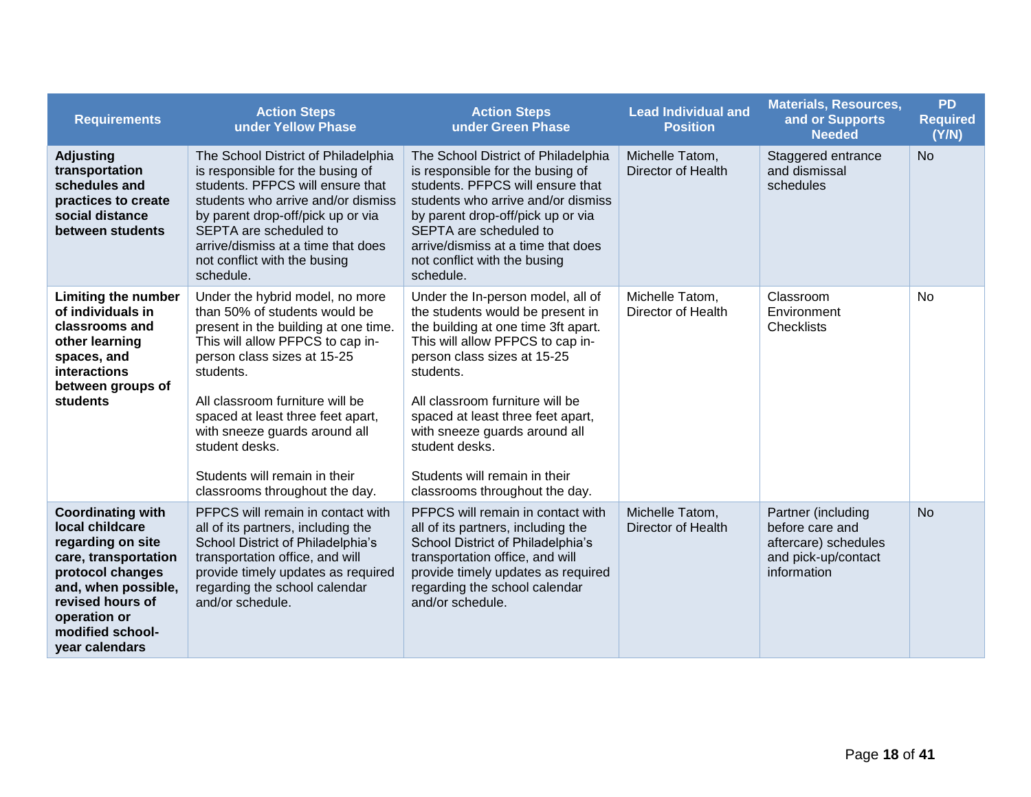| Requirements | Action Steps under Yellow Phase | Action Steps under Green Phase | Lead Individual and Position | Materials, Resources, and or Supports Needed | PD Required (Y/N) |
|---|---|---|---|---|---|
| **Adjusting transportation schedules and practices to create social distance between students** | The School District of Philadelphia is responsible for the busing of students. PFPCS will ensure that students who arrive and/or dismiss by parent drop-off/pick up or via SEPTA are scheduled to arrive/dismiss at a time that does not conflict with the busing schedule. | The School District of Philadelphia is responsible for the busing of students. PFPCS will ensure that students who arrive and/or dismiss by parent drop-off/pick up or via SEPTA are scheduled to arrive/dismiss at a time that does not conflict with the busing schedule. | Michelle Tatom, Director of Health | Staggered entrance and dismissal schedules | No |
| **Limiting the number of individuals in classrooms and other learning spaces, and interactions between groups of students** | Under the hybrid model, no more than 50% of students would be present in the building at one time. This will allow PFPCS to cap in-person class sizes at 15-25 students.<br><br>All classroom furniture will be spaced at least three feet apart, with sneeze guards around all student desks.<br><br>Students will remain in their classrooms throughout the day. | Under the In-person model, all of the students would be present in the building at one time 3ft apart. This will allow PFPCS to cap in-person class sizes at 15-25 students.<br><br>All classroom furniture will be spaced at least three feet apart, with sneeze guards around all student desks.<br><br>Students will remain in their classrooms throughout the day. | Michelle Tatom, Director of Health | Classroom Environment Checklists | No |
| **Coordinating with local childcare regarding on site care, transportation protocol changes and, when possible, revised hours of operation or modified school-year calendars** | PFPCS will remain in contact with all of its partners, including the School District of Philadelphia's transportation office, and will provide timely updates as required regarding the school calendar and/or schedule. | PFPCS will remain in contact with all of its partners, including the School District of Philadelphia's transportation office, and will provide timely updates as required regarding the school calendar and/or schedule. | Michelle Tatom, Director of Health | Partner (including before care and aftercare) schedules and pick-up/contact information | No |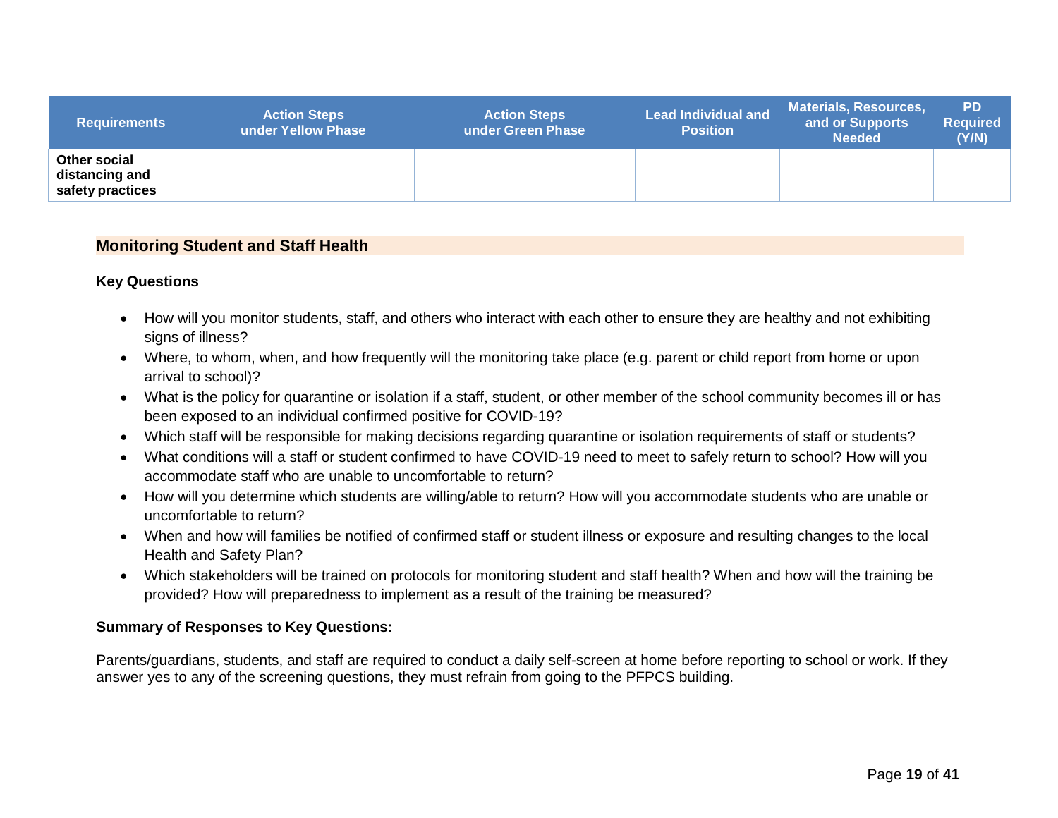| Requirements | Action Steps under Yellow Phase | Action Steps under Green Phase | Lead Individual and Position | Materials, Resources, and or Supports Needed | PD Required (Y/N) |
|---|---|---|---|---|---|
| **Other social distancing and safety practices** | | | | | |

## Monitoring Student and Staff Health

### Key Questions

- How will you monitor students, staff, and others who interact with each other to ensure they are healthy and not exhibiting signs of illness?
- Where, to whom, when, and how frequently will the monitoring take place (e.g. parent or child report from home or upon arrival to school)?
- What is the policy for quarantine or isolation if a staff, student, or other member of the school community becomes ill or has been exposed to an individual confirmed positive for COVID-19?
- Which staff will be responsible for making decisions regarding quarantine or isolation requirements of staff or students?
- What conditions will a staff or student confirmed to have COVID-19 need to meet to safely return to school? How will you accommodate staff who are unable to uncomfortable to return?
- How will you determine which students are willing/able to return? How will you accommodate students who are unable or uncomfortable to return?
- When and how will families be notified of confirmed staff or student illness or exposure and resulting changes to the local Health and Safety Plan?
- Which stakeholders will be trained on protocols for monitoring student and staff health? When and how will the training be provided? How will preparedness to implement as a result of the training be measured?

### Summary of Responses to Key Questions:

Parents/guardians, students, and staff are required to conduct a daily self-screen at home before reporting to school or work. If they answer yes to any of the screening questions, they must refrain from going to the PFPCS building.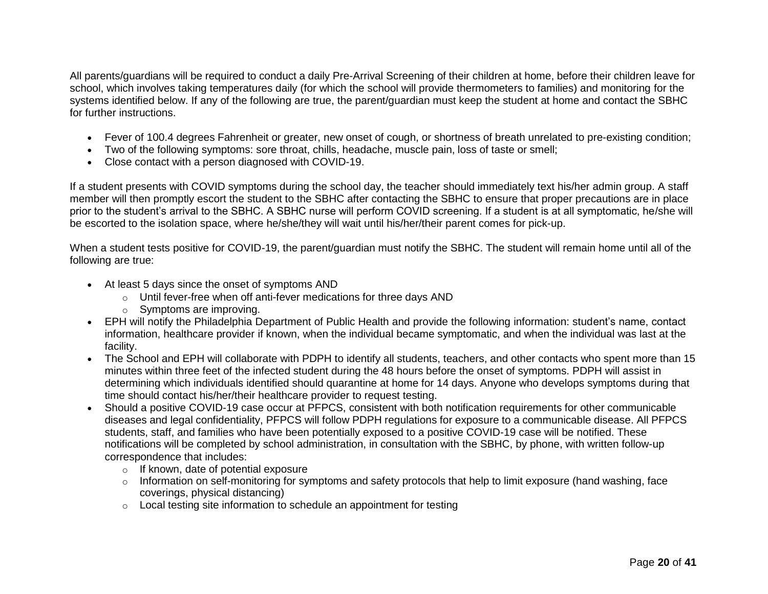All parents/guardians will be required to conduct a daily Pre-Arrival Screening of their children at home, before their children leave for school, which involves taking temperatures daily (for which the school will provide thermometers to families) and monitoring for the systems identified below. If any of the following are true, the parent/guardian must keep the student at home and contact the SBHC for further instructions.

- Fever of 100.4 degrees Fahrenheit or greater, new onset of cough, or shortness of breath unrelated to pre-existing condition;
- Two of the following symptoms: sore throat, chills, headache, muscle pain, loss of taste or smell;
- Close contact with a person diagnosed with COVID-19.

If a student presents with COVID symptoms during the school day, the teacher should immediately text his/her admin group. A staff member will then promptly escort the student to the SBHC after contacting the SBHC to ensure that proper precautions are in place prior to the student's arrival to the SBHC. A SBHC nurse will perform COVID screening. If a student is at all symptomatic, he/she will be escorted to the isolation space, where he/she/they will wait until his/her/their parent comes for pick-up.

When a student tests positive for COVID-19, the parent/guardian must notify the SBHC. The student will remain home until all of the following are true:

- At least 5 days since the onset of symptoms AND
  - Until fever-free when off anti-fever medications for three days AND
  - Symptoms are improving.
- EPH will notify the Philadelphia Department of Public Health and provide the following information: student's name, contact information, healthcare provider if known, when the individual became symptomatic, and when the individual was last at the facility.
- The School and EPH will collaborate with PDPH to identify all students, teachers, and other contacts who spent more than 15 minutes within three feet of the infected student during the 48 hours before the onset of symptoms. PDPH will assist in determining which individuals identified should quarantine at home for 14 days. Anyone who develops symptoms during that time should contact his/her/their healthcare provider to request testing.
- Should a positive COVID-19 case occur at PFPCS, consistent with both notification requirements for other communicable diseases and legal confidentiality, PFPCS will follow PDPH regulations for exposure to a communicable disease. All PFPCS students, staff, and families who have been potentially exposed to a positive COVID-19 case will be notified. These notifications will be completed by school administration, in consultation with the SBHC, by phone, with written follow-up correspondence that includes:
  - If known, date of potential exposure
  - Information on self-monitoring for symptoms and safety protocols that help to limit exposure (hand washing, face coverings, physical distancing)
  - Local testing site information to schedule an appointment for testing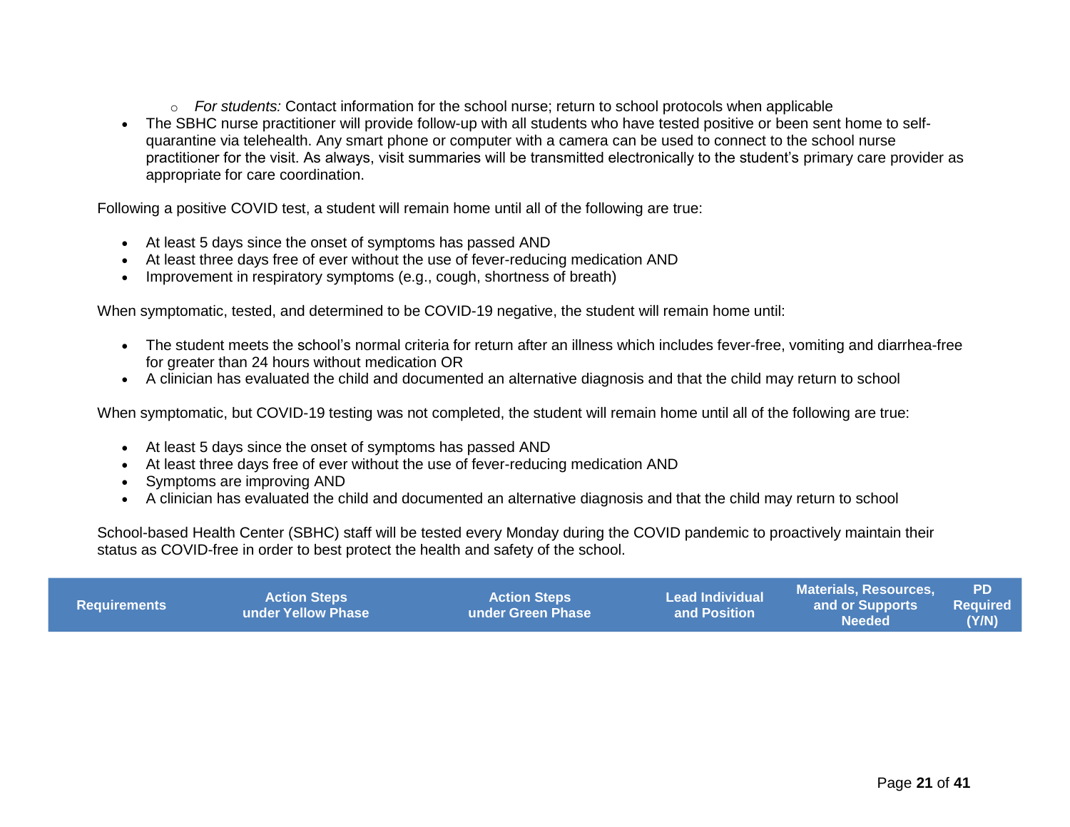- *For students:* Contact information for the school nurse; return to school protocols when applicable
- The SBHC nurse practitioner will provide follow-up with all students who have tested positive or been sent home to self-quarantine via telehealth. Any smart phone or computer with a camera can be used to connect to the school nurse practitioner for the visit. As always, visit summaries will be transmitted electronically to the student's primary care provider as appropriate for care coordination.

Following a positive COVID test, a student will remain home until all of the following are true:

- At least 5 days since the onset of symptoms has passed AND
- At least three days free of ever without the use of fever-reducing medication AND
- Improvement in respiratory symptoms (e.g., cough, shortness of breath)

When symptomatic, tested, and determined to be COVID-19 negative, the student will remain home until:

- The student meets the school's normal criteria for return after an illness which includes fever-free, vomiting and diarrhea-free for greater than 24 hours without medication OR
- A clinician has evaluated the child and documented an alternative diagnosis and that the child may return to school

When symptomatic, but COVID-19 testing was not completed, the student will remain home until all of the following are true:

- At least 5 days since the onset of symptoms has passed AND
- At least three days free of ever without the use of fever-reducing medication AND
- Symptoms are improving AND
- A clinician has evaluated the child and documented an alternative diagnosis and that the child may return to school

School-based Health Center (SBHC) staff will be tested every Monday during the COVID pandemic to proactively maintain their status as COVID-free in order to best protect the health and safety of the school.

| Requirements | Action Steps under Yellow Phase | Action Steps under Green Phase | Lead Individual and Position | Materials, Resources, and or Supports Needed | PD Required (Y/N) |
|---|---|---|---|---|---|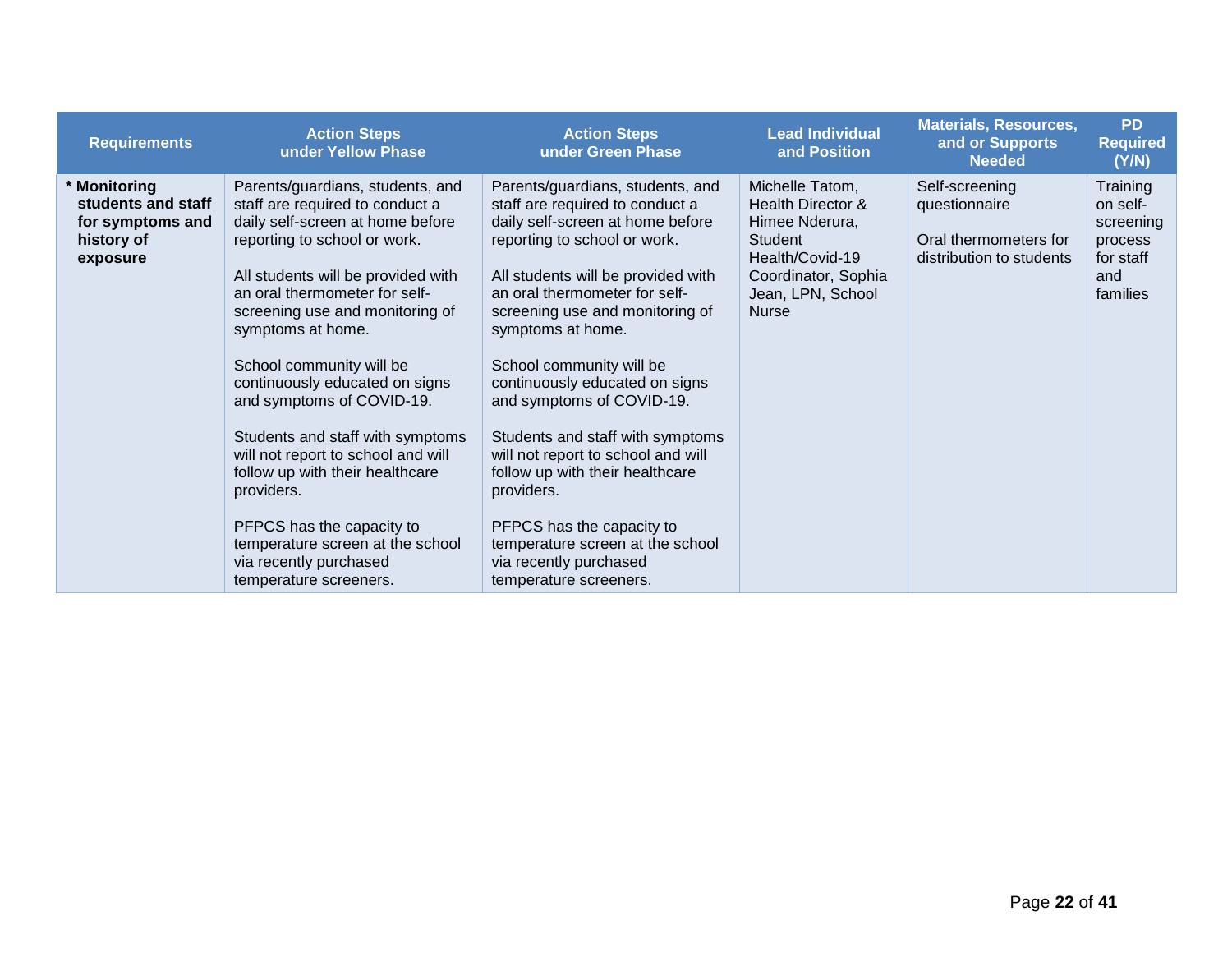| Requirements | Action Steps under Yellow Phase | Action Steps under Green Phase | Lead Individual and Position | Materials, Resources, and or Supports Needed | PD Required (Y/N) |
|---|---|---|---|---|---|
| * **Monitoring students and staff for symptoms and history of exposure** | Parents/guardians, students, and staff are required to conduct a daily self-screen at home before reporting to school or work.<br><br>All students will be provided with an oral thermometer for self-screening use and monitoring of symptoms at home.<br><br>School community will be continuously educated on signs and symptoms of COVID-19.<br><br>Students and staff with symptoms will not report to school and will follow up with their healthcare providers.<br><br>PFPCS has the capacity to temperature screen at the school via recently purchased temperature screeners. | Parents/guardians, students, and staff are required to conduct a daily self-screen at home before reporting to school or work.<br><br>All students will be provided with an oral thermometer for self-screening use and monitoring of symptoms at home.<br><br>School community will be continuously educated on signs and symptoms of COVID-19.<br><br>Students and staff with symptoms will not report to school and will follow up with their healthcare providers.<br><br>PFPCS has the capacity to temperature screen at the school via recently purchased temperature screeners. | Michelle Tatom, Health Director & Himee Nderura, Student Health/Covid-19 Coordinator, Sophia Jean, LPN, School Nurse | Self-screening questionnaire<br><br>Oral thermometers for distribution to students | Training on self-screening process for staff and families |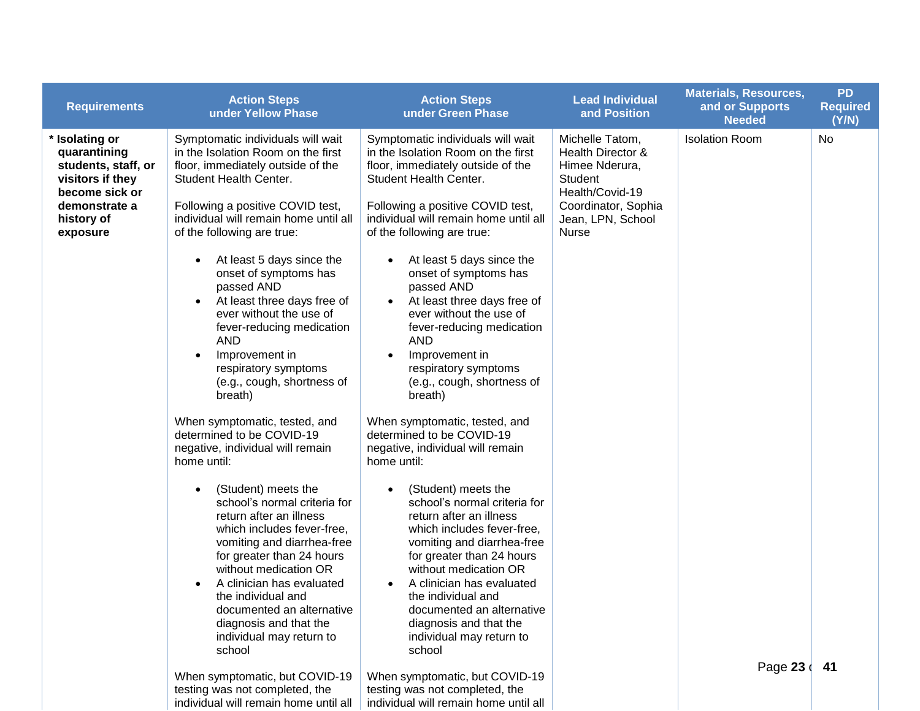| Requirements | Action Steps under Yellow Phase | Action Steps under Green Phase | Lead Individual and Position | Materials, Resources, and or Supports Needed | PD Required (Y/N) |
|---|---|---|---|---|---|
| **\* Isolating or quarantining students, staff, or visitors if they become sick or demonstrate a history of exposure** | Symptomatic individuals will wait in the Isolation Room on the first floor, immediately outside of the Student Health Center.<br><br>Following a positive COVID test, individual will remain home until all of the following are true:<br><br>• At least 5 days since the onset of symptoms has passed AND<br>• At least three days free of ever without the use of fever-reducing medication AND<br>• Improvement in respiratory symptoms (e.g., cough, shortness of breath)<br><br>When symptomatic, tested, and determined to be COVID-19 negative, individual will remain home until:<br><br>• (Student) meets the school's normal criteria for return after an illness which includes fever-free, vomiting and diarrhea-free for greater than 24 hours without medication OR<br>• A clinician has evaluated the individual and documented an alternative diagnosis and that the individual may return to school<br><br>When symptomatic, but COVID-19 testing was not completed, the individual will remain home until all | Symptomatic individuals will wait in the Isolation Room on the first floor, immediately outside of the Student Health Center.<br><br>Following a positive COVID test, individual will remain home until all of the following are true:<br><br>• At least 5 days since the onset of symptoms has passed AND<br>• At least three days free of ever without the use of fever-reducing medication AND<br>• Improvement in respiratory symptoms (e.g., cough, shortness of breath)<br><br>When symptomatic, tested, and determined to be COVID-19 negative, individual will remain home until:<br><br>• (Student) meets the school's normal criteria for return after an illness which includes fever-free, vomiting and diarrhea-free for greater than 24 hours without medication OR<br>• A clinician has evaluated the individual and documented an alternative diagnosis and that the individual may return to school<br><br>When symptomatic, but COVID-19 testing was not completed, the individual will remain home until all | Michelle Tatom, Health Director & Himee Nderura, Student Health/Covid-19 Coordinator, Sophia Jean, LPN, School Nurse | Isolation Room | No |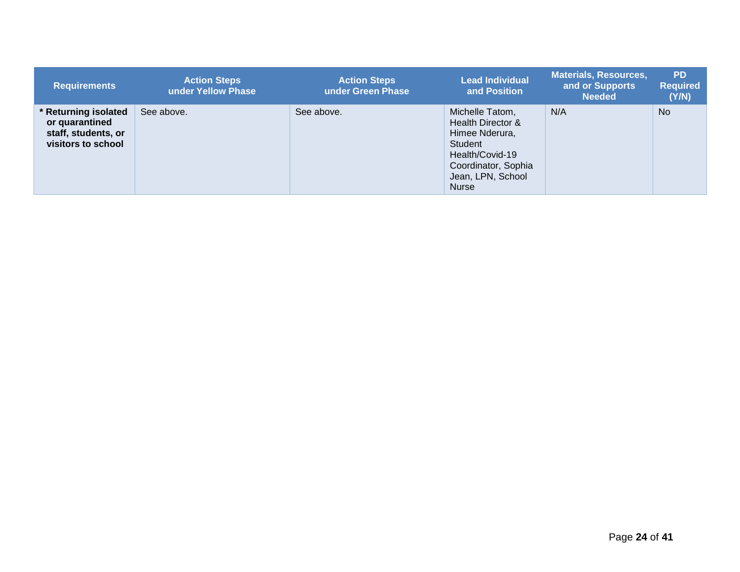| Requirements | Action Steps under Yellow Phase | Action Steps under Green Phase | Lead Individual and Position | Materials, Resources, and or Supports Needed | PD Required (Y/N) |
|---|---|---|---|---|---|
| **\* Returning isolated or quarantined staff, students, or visitors to school** | See above. | See above. | Michelle Tatom, Health Director & Himee Nderura, Student Health/Covid-19 Coordinator, Sophia Jean, LPN, School Nurse | N/A | No |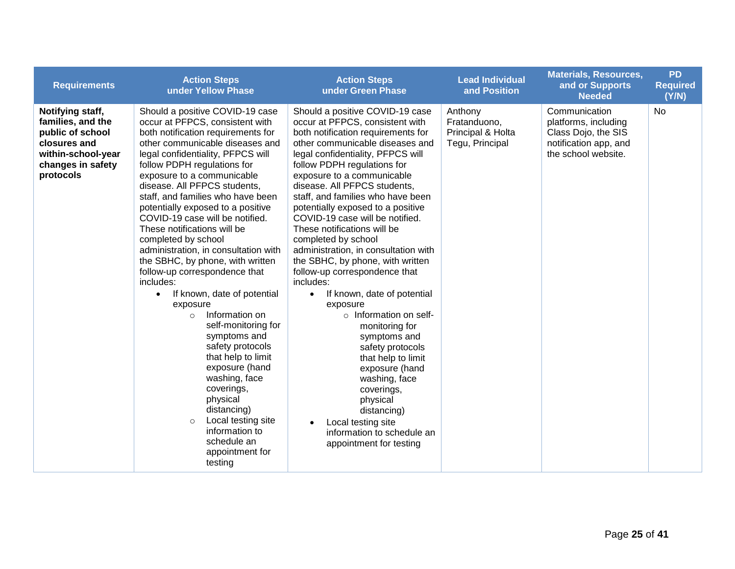| Requirements | Action Steps under Yellow Phase | Action Steps under Green Phase | Lead Individual and Position | Materials, Resources, and or Supports Needed | PD Required (Y/N) |
|---|---|---|---|---|---|
| **Notifying staff, families, and the public of school closures and within-school-year changes in safety protocols** | Should a positive COVID-19 case occur at PFPCS, consistent with both notification requirements for other communicable diseases and legal confidentiality, PFPCS will follow PDPH regulations for exposure to a communicable disease. All PFPCS students, staff, and families who have been potentially exposed to a positive COVID-19 case will be notified. These notifications will be completed by school administration, in consultation with the SBHC, by phone, with written follow-up correspondence that includes: <br>• If known, date of potential exposure <br>  ○ Information on self-monitoring for symptoms and safety protocols that help to limit exposure (hand washing, face coverings, physical distancing) <br>  ○ Local testing site information to schedule an appointment for testing | Should a positive COVID-19 case occur at PFPCS, consistent with both notification requirements for other communicable diseases and legal confidentiality, PFPCS will follow PDPH regulations for exposure to a communicable disease. All PFPCS students, staff, and families who have been potentially exposed to a positive COVID-19 case will be notified. These notifications will be completed by school administration, in consultation with the SBHC, by phone, with written follow-up correspondence that includes: <br>• If known, date of potential exposure <br>  ○ Information on self-monitoring for symptoms and safety protocols that help to limit exposure (hand washing, face coverings, physical distancing) <br>• Local testing site information to schedule an appointment for testing | Anthony Fratanduono, Principal & Holta Tegu, Principal | Communication platforms, including Class Dojo, the SIS notification app, and the school website. | No |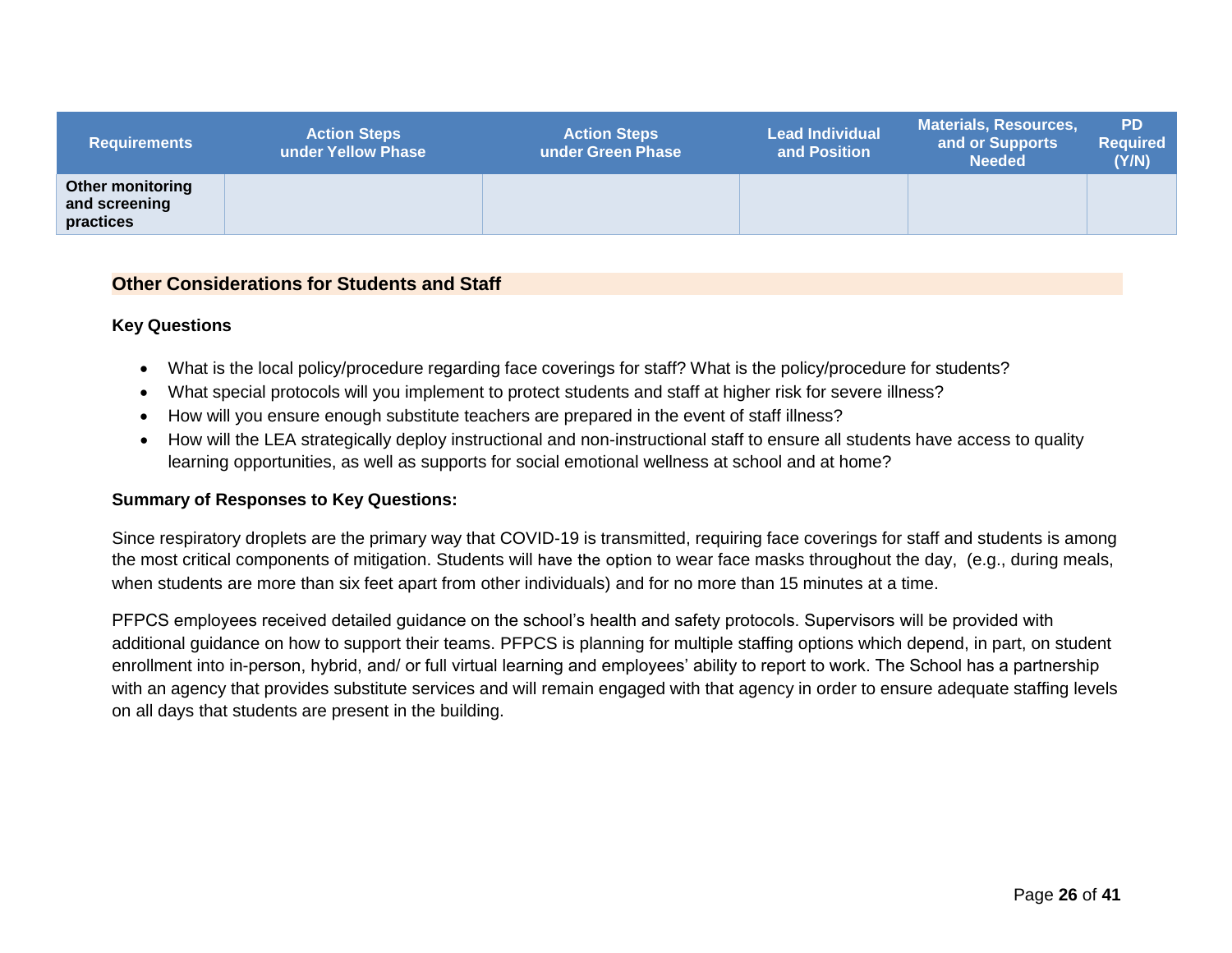| Requirements | Action Steps under Yellow Phase | Action Steps under Green Phase | Lead Individual and Position | Materials, Resources, and or Supports Needed | PD Required (Y/N) |
|---|---|---|---|---|---|
| **Other monitoring and screening practices** | | | | | |

## Other Considerations for Students and Staff

### Key Questions

- What is the local policy/procedure regarding face coverings for staff? What is the policy/procedure for students?
- What special protocols will you implement to protect students and staff at higher risk for severe illness?
- How will you ensure enough substitute teachers are prepared in the event of staff illness?
- How will the LEA strategically deploy instructional and non-instructional staff to ensure all students have access to quality learning opportunities, as well as supports for social emotional wellness at school and at home?

### Summary of Responses to Key Questions:

Since respiratory droplets are the primary way that COVID-19 is transmitted, requiring face coverings for staff and students is among the most critical components of mitigation. Students will have the option to wear face masks throughout the day, (e.g., during meals, when students are more than six feet apart from other individuals) and for no more than 15 minutes at a time.

PFPCS employees received detailed guidance on the school's health and safety protocols. Supervisors will be provided with additional guidance on how to support their teams. PFPCS is planning for multiple staffing options which depend, in part, on student enrollment into in-person, hybrid, and/ or full virtual learning and employees' ability to report to work. The School has a partnership with an agency that provides substitute services and will remain engaged with that agency in order to ensure adequate staffing levels on all days that students are present in the building.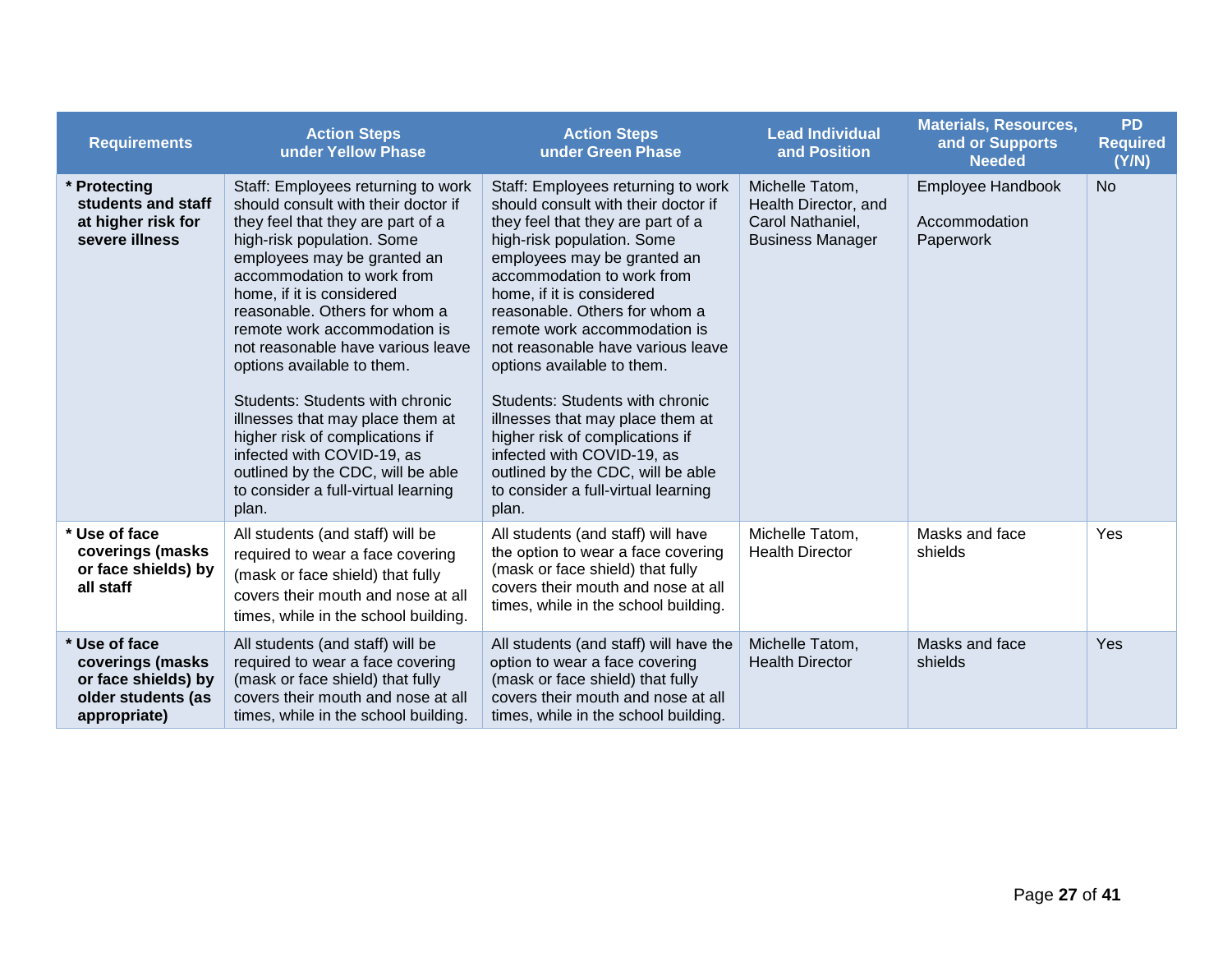| Requirements | Action Steps under Yellow Phase | Action Steps under Green Phase | Lead Individual and Position | Materials, Resources, and or Supports Needed | PD Required (Y/N) |
| --- | --- | --- | --- | --- | --- |
| * **Protecting students and staff at higher risk for severe illness** | Staff: Employees returning to work should consult with their doctor if they feel that they are part of a high-risk population. Some employees may be granted an accommodation to work from home, if it is considered reasonable. Others for whom a remote work accommodation is not reasonable have various leave options available to them.<br><br>Students: Students with chronic illnesses that may place them at higher risk of complications if infected with COVID-19, as outlined by the CDC, will be able to consider a full-virtual learning plan. | Staff: Employees returning to work should consult with their doctor if they feel that they are part of a high-risk population. Some employees may be granted an accommodation to work from home, if it is considered reasonable. Others for whom a remote work accommodation is not reasonable have various leave options available to them.<br><br>Students: Students with chronic illnesses that may place them at higher risk of complications if infected with COVID-19, as outlined by the CDC, will be able to consider a full-virtual learning plan. | Michelle Tatom, Health Director, and Carol Nathaniel, Business Manager | Employee Handbook<br><br>Accommodation Paperwork | No |
| * **Use of face coverings (masks or face shields) by all staff** | All students (and staff) will be required to wear a face covering (mask or face shield) that fully covers their mouth and nose at all times, while in the school building. | All students (and staff) will have the option to wear a face covering (mask or face shield) that fully covers their mouth and nose at all times, while in the school building. | Michelle Tatom, Health Director | Masks and face shields | Yes |
| * **Use of face coverings (masks or face shields) by older students (as appropriate)** | All students (and staff) will be required to wear a face covering (mask or face shield) that fully covers their mouth and nose at all times, while in the school building. | All students (and staff) will have the option to wear a face covering (mask or face shield) that fully covers their mouth and nose at all times, while in the school building. | Michelle Tatom, Health Director | Masks and face shields | Yes |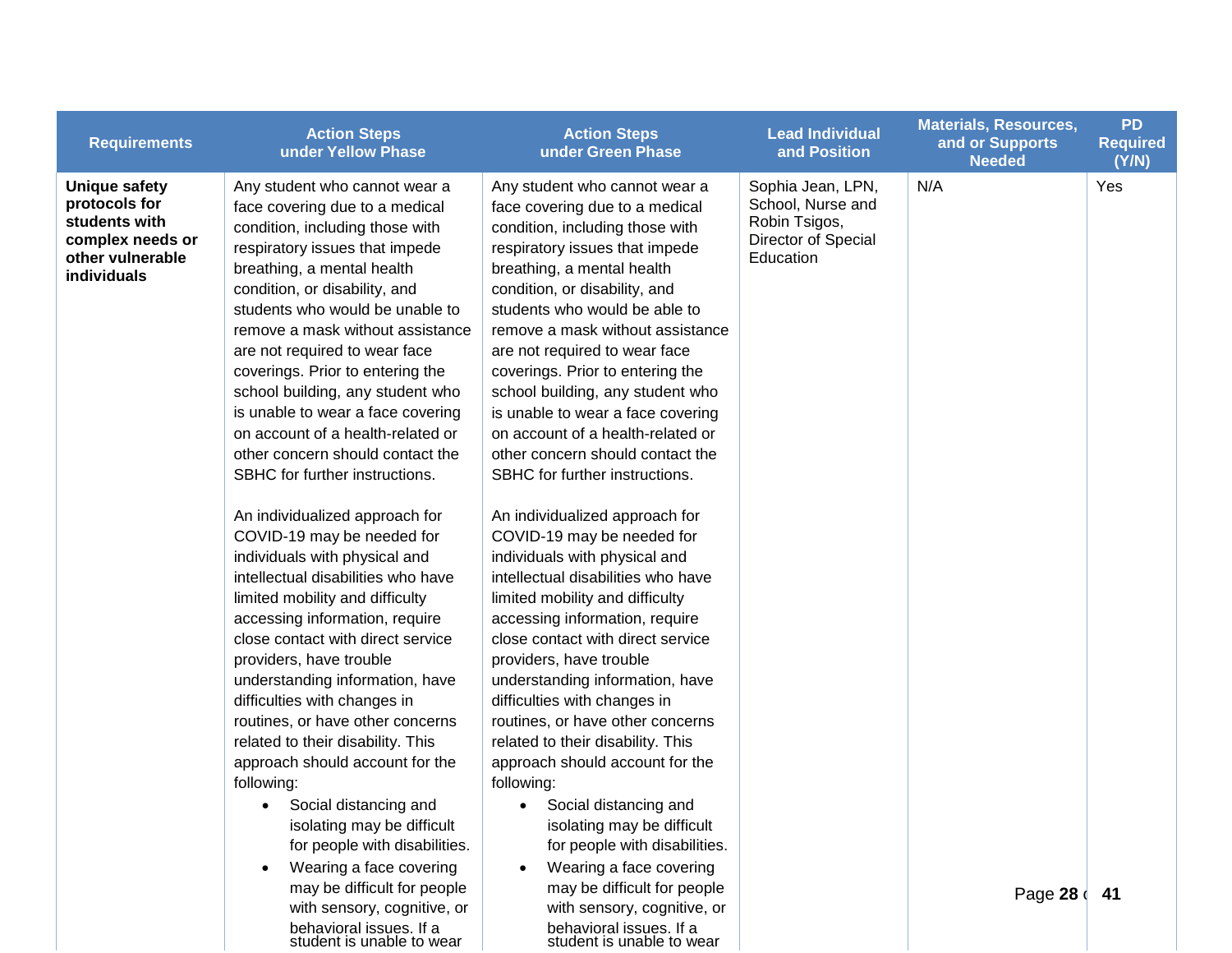| Requirements | Action Steps under Yellow Phase | Action Steps under Green Phase | Lead Individual and Position | Materials, Resources, and or Supports Needed | PD Required (Y/N) |
|---|---|---|---|---|---|
| **Unique safety protocols for students with complex needs or other vulnerable individuals** | Any student who cannot wear a face covering due to a medical condition, including those with respiratory issues that impede breathing, a mental health condition, or disability, and students who would be unable to remove a mask without assistance are not required to wear face coverings. Prior to entering the school building, any student who is unable to wear a face covering on account of a health-related or other concern should contact the SBHC for further instructions.<br><br>An individualized approach for COVID-19 may be needed for individuals with physical and intellectual disabilities who have limited mobility and difficulty accessing information, require close contact with direct service providers, have trouble understanding information, have difficulties with changes in routines, or have other concerns related to their disability. This approach should account for the following:<br>• Social distancing and isolating may be difficult for people with disabilities.<br>• Wearing a face covering may be difficult for people with sensory, cognitive, or behavioral issues. If a student is unable to wear | Any student who cannot wear a face covering due to a medical condition, including those with respiratory issues that impede breathing, a mental health condition, or disability, and students who would be able to remove a mask without assistance are not required to wear face coverings. Prior to entering the school building, any student who is unable to wear a face covering on account of a health-related or other concern should contact the SBHC for further instructions.<br><br>An individualized approach for COVID-19 may be needed for individuals with physical and intellectual disabilities who have limited mobility and difficulty accessing information, require close contact with direct service providers, have trouble understanding information, have difficulties with changes in routines, or have other concerns related to their disability. This approach should account for the following:<br>• Social distancing and isolating may be difficult for people with disabilities.<br>• Wearing a face covering may be difficult for people with sensory, cognitive, or behavioral issues. If a student is unable to wear | Sophia Jean, LPN, School, Nurse and Robin Tsigos, Director of Special Education | N/A | Yes |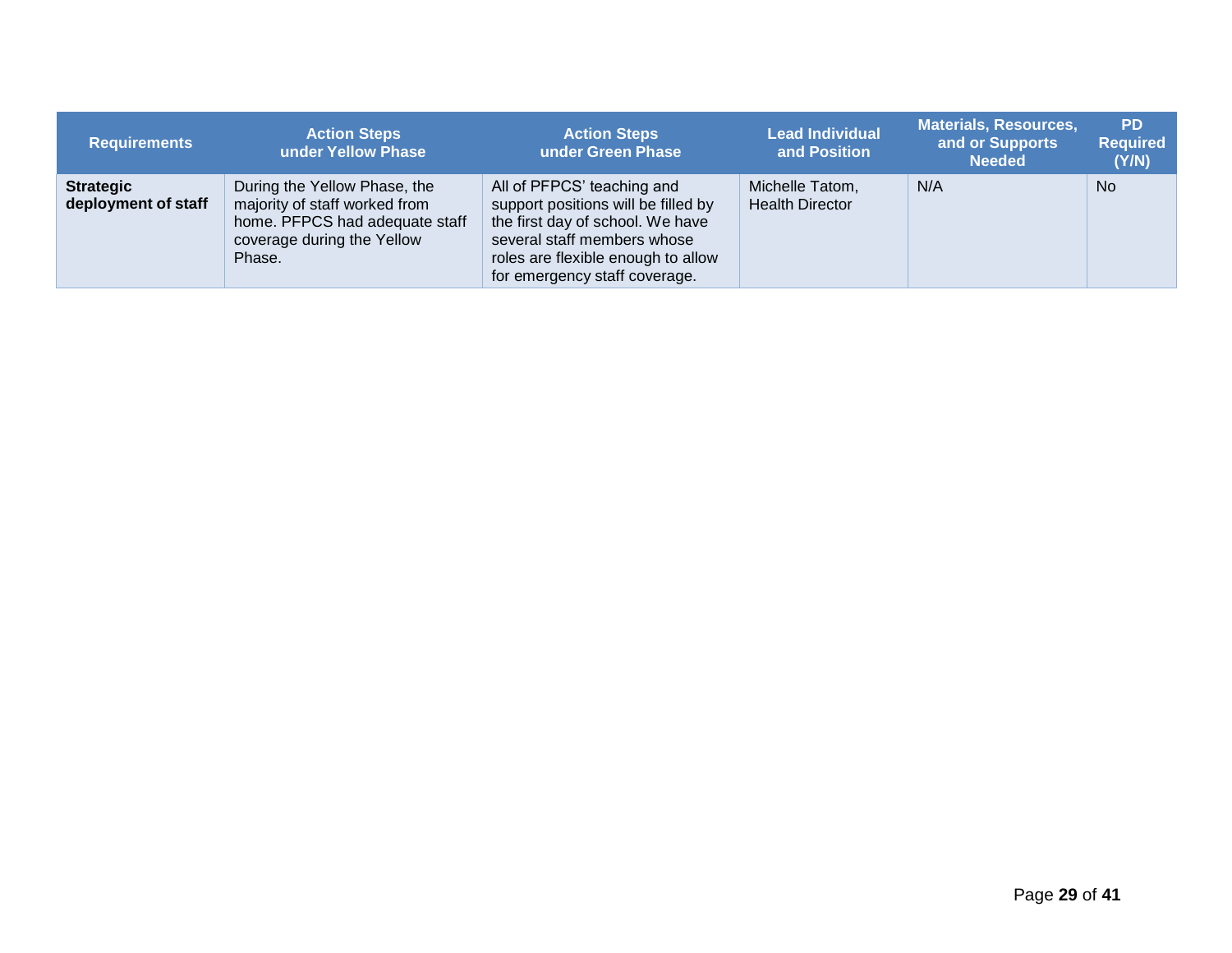| Requirements | Action Steps under Yellow Phase | Action Steps under Green Phase | Lead Individual and Position | Materials, Resources, and or Supports Needed | PD Required (Y/N) |
|---|---|---|---|---|---|
| **Strategic deployment of staff** | During the Yellow Phase, the majority of staff worked from home. PFPCS had adequate staff coverage during the Yellow Phase. | All of PFPCS' teaching and support positions will be filled by the first day of school. We have several staff members whose roles are flexible enough to allow for emergency staff coverage. | Michelle Tatom, Health Director | N/A | No |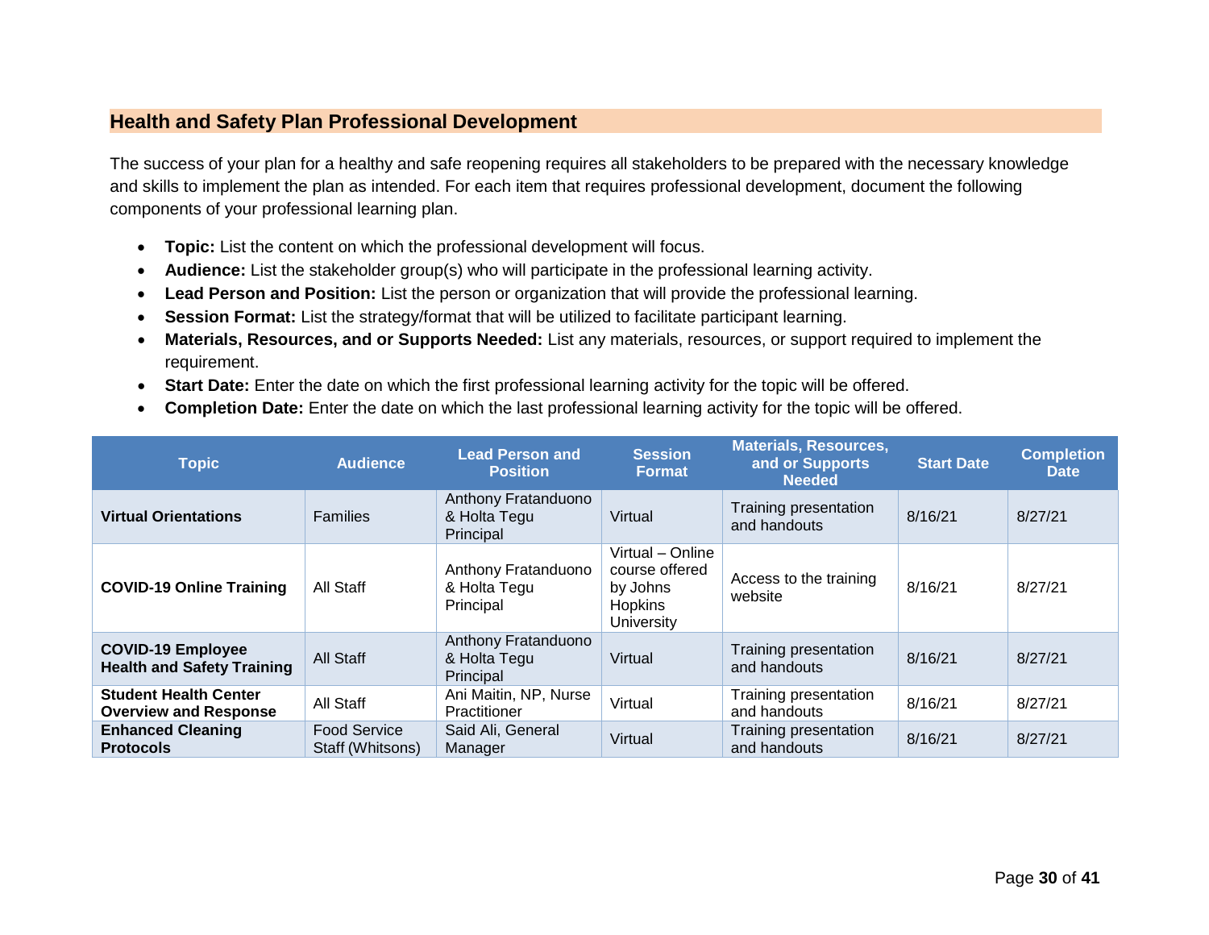## Health and Safety Plan Professional Development

The success of your plan for a healthy and safe reopening requires all stakeholders to be prepared with the necessary knowledge and skills to implement the plan as intended. For each item that requires professional development, document the following components of your professional learning plan.

- **Topic:** List the content on which the professional development will focus.
- **Audience:** List the stakeholder group(s) who will participate in the professional learning activity.
- **Lead Person and Position:** List the person or organization that will provide the professional learning.
- **Session Format:** List the strategy/format that will be utilized to facilitate participant learning.
- **Materials, Resources, and or Supports Needed:** List any materials, resources, or support required to implement the requirement.
- **Start Date:** Enter the date on which the first professional learning activity for the topic will be offered.
- **Completion Date:** Enter the date on which the last professional learning activity for the topic will be offered.

| Topic | Audience | Lead Person and Position | Session Format | Materials, Resources, and or Supports Needed | Start Date | Completion Date |
|---|---|---|---|---|---|---|
| **Virtual Orientations** | Families | Anthony Fratanduono & Holta Tegu Principal | Virtual | Training presentation and handouts | 8/16/21 | 8/27/21 |
| **COVID-19 Online Training** | All Staff | Anthony Fratanduono & Holta Tegu Principal | Virtual – Online course offered by Johns Hopkins University | Access to the training website | 8/16/21 | 8/27/21 |
| **COVID-19 Employee Health and Safety Training** | All Staff | Anthony Fratanduono & Holta Tegu Principal | Virtual | Training presentation and handouts | 8/16/21 | 8/27/21 |
| **Student Health Center Overview and Response** | All Staff | Ani Maitin, NP, Nurse Practitioner | Virtual | Training presentation and handouts | 8/16/21 | 8/27/21 |
| **Enhanced Cleaning Protocols** | Food Service Staff (Whitsons) | Said Ali, General Manager | Virtual | Training presentation and handouts | 8/16/21 | 8/27/21 |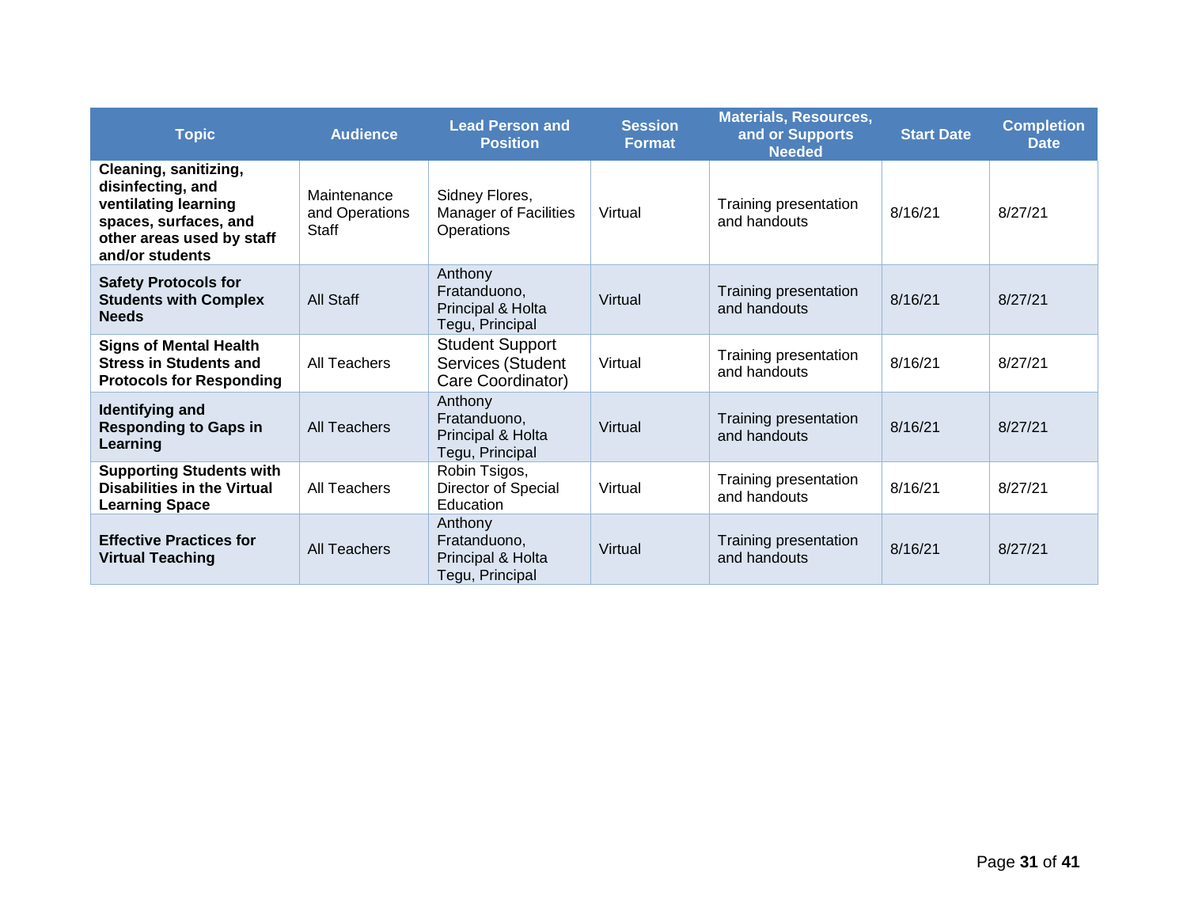| Topic | Audience | Lead Person and Position | Session Format | Materials, Resources, and or Supports Needed | Start Date | Completion Date |
|---|---|---|---|---|---|---|
| **Cleaning, sanitizing, disinfecting, and ventilating learning spaces, surfaces, and other areas used by staff and/or students** | Maintenance and Operations Staff | Sidney Flores, Manager of Facilities Operations | Virtual | Training presentation and handouts | 8/16/21 | 8/27/21 |
| **Safety Protocols for Students with Complex Needs** | All Staff | Anthony Fratanduono, Principal & Holta Tegu, Principal | Virtual | Training presentation and handouts | 8/16/21 | 8/27/21 |
| **Signs of Mental Health Stress in Students and Protocols for Responding** | All Teachers | Student Support Services (Student Care Coordinator) | Virtual | Training presentation and handouts | 8/16/21 | 8/27/21 |
| **Identifying and Responding to Gaps in Learning** | All Teachers | Anthony Fratanduono, Principal & Holta Tegu, Principal | Virtual | Training presentation and handouts | 8/16/21 | 8/27/21 |
| **Supporting Students with Disabilities in the Virtual Learning Space** | All Teachers | Robin Tsigos, Director of Special Education | Virtual | Training presentation and handouts | 8/16/21 | 8/27/21 |
| **Effective Practices for Virtual Teaching** | All Teachers | Anthony Fratanduono, Principal & Holta Tegu, Principal | Virtual | Training presentation and handouts | 8/16/21 | 8/27/21 |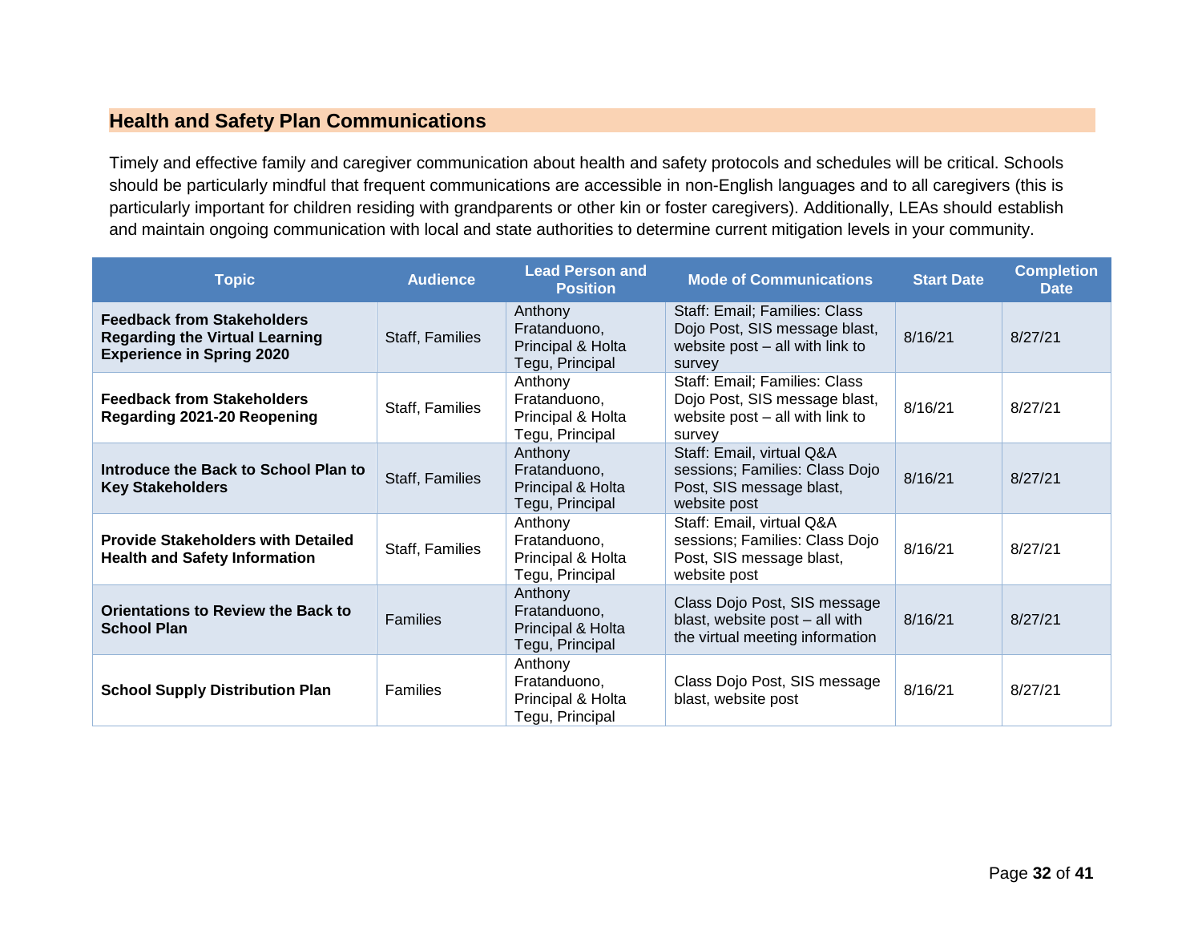## Health and Safety Plan Communications

Timely and effective family and caregiver communication about health and safety protocols and schedules will be critical. Schools should be particularly mindful that frequent communications are accessible in non-English languages and to all caregivers (this is particularly important for children residing with grandparents or other kin or foster caregivers). Additionally, LEAs should establish and maintain ongoing communication with local and state authorities to determine current mitigation levels in your community.

| Topic | Audience | Lead Person and Position | Mode of Communications | Start Date | Completion Date |
|---|---|---|---|---|---|
| **Feedback from Stakeholders Regarding the Virtual Learning Experience in Spring 2020** | Staff, Families | Anthony Fratanduono, Principal & Holta Tegu, Principal | Staff: Email; Families: Class Dojo Post, SIS message blast, website post – all with link to survey | 8/16/21 | 8/27/21 |
| **Feedback from Stakeholders Regarding 2021-20 Reopening** | Staff, Families | Anthony Fratanduono, Principal & Holta Tegu, Principal | Staff: Email; Families: Class Dojo Post, SIS message blast, website post – all with link to survey | 8/16/21 | 8/27/21 |
| **Introduce the Back to School Plan to Key Stakeholders** | Staff, Families | Anthony Fratanduono, Principal & Holta Tegu, Principal | Staff: Email, virtual Q&A sessions; Families: Class Dojo Post, SIS message blast, website post | 8/16/21 | 8/27/21 |
| **Provide Stakeholders with Detailed Health and Safety Information** | Staff, Families | Anthony Fratanduono, Principal & Holta Tegu, Principal | Staff: Email, virtual Q&A sessions; Families: Class Dojo Post, SIS message blast, website post | 8/16/21 | 8/27/21 |
| **Orientations to Review the Back to School Plan** | Families | Anthony Fratanduono, Principal & Holta Tegu, Principal | Class Dojo Post, SIS message blast, website post – all with the virtual meeting information | 8/16/21 | 8/27/21 |
| **School Supply Distribution Plan** | Families | Anthony Fratanduono, Principal & Holta Tegu, Principal | Class Dojo Post, SIS message blast, website post | 8/16/21 | 8/27/21 |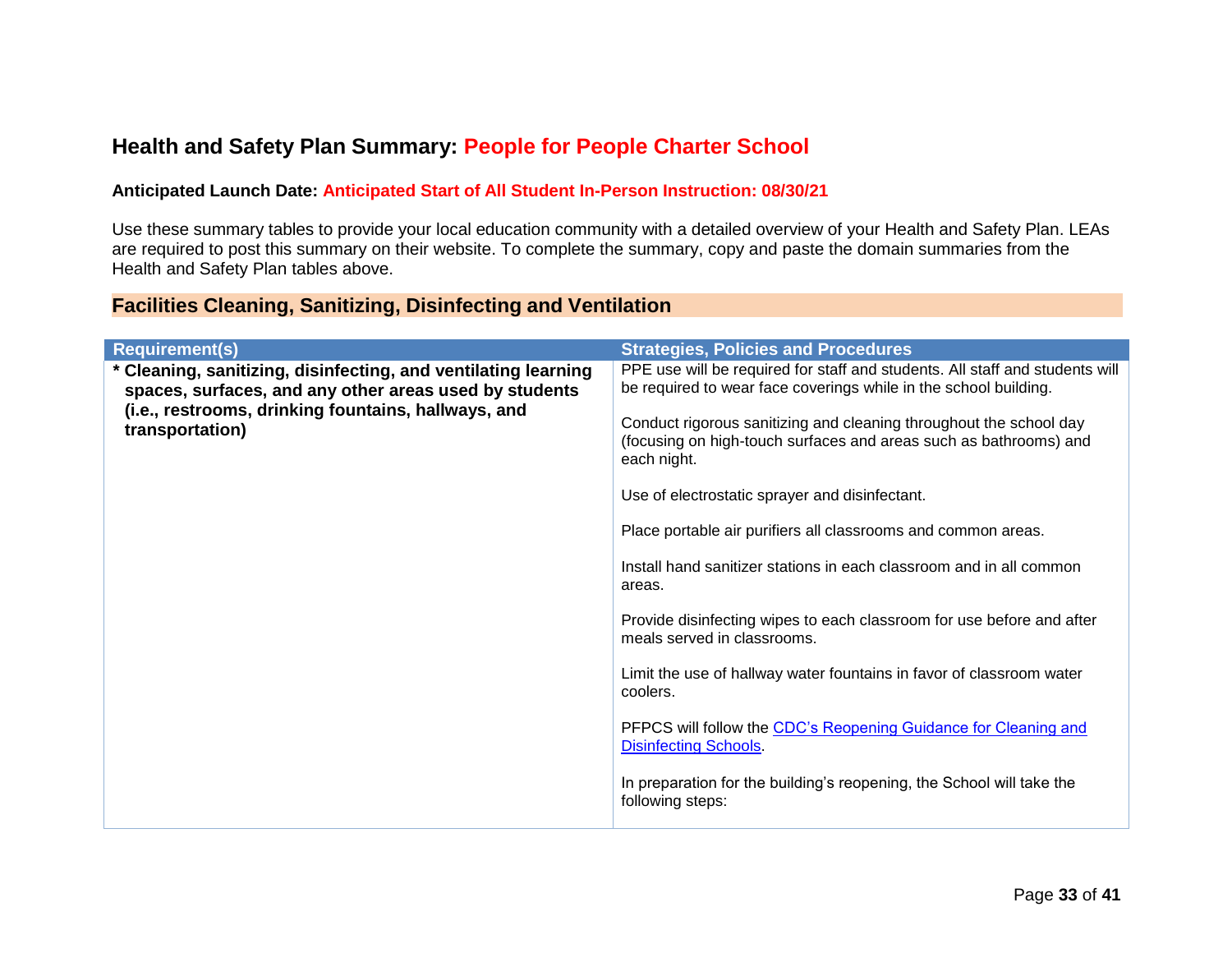# Health and Safety Plan Summary: People for People Charter School

**Anticipated Launch Date: Anticipated Start of All Student In-Person Instruction: 08/30/21**

Use these summary tables to provide your local education community with a detailed overview of your Health and Safety Plan. LEAs are required to post this summary on their website. To complete the summary, copy and paste the domain summaries from the Health and Safety Plan tables above.

## Facilities Cleaning, Sanitizing, Disinfecting and Ventilation

| Requirement(s) | Strategies, Policies and Procedures |
|---|---|
| **\* Cleaning, sanitizing, disinfecting, and ventilating learning spaces, surfaces, and any other areas used by students (i.e., restrooms, drinking fountains, hallways, and transportation)** | PPE use will be required for staff and students. All staff and students will be required to wear face coverings while in the school building.<br><br>Conduct rigorous sanitizing and cleaning throughout the school day (focusing on high-touch surfaces and areas such as bathrooms) and each night.<br><br>Use of electrostatic sprayer and disinfectant.<br><br>Place portable air purifiers all classrooms and common areas.<br><br>Install hand sanitizer stations in each classroom and in all common areas.<br><br>Provide disinfecting wipes to each classroom for use before and after meals served in classrooms.<br><br>Limit the use of hallway water fountains in favor of classroom water coolers.<br><br>PFPCS will follow the CDC's Reopening Guidance for Cleaning and Disinfecting Schools.<br><br>In preparation for the building's reopening, the School will take the following steps: |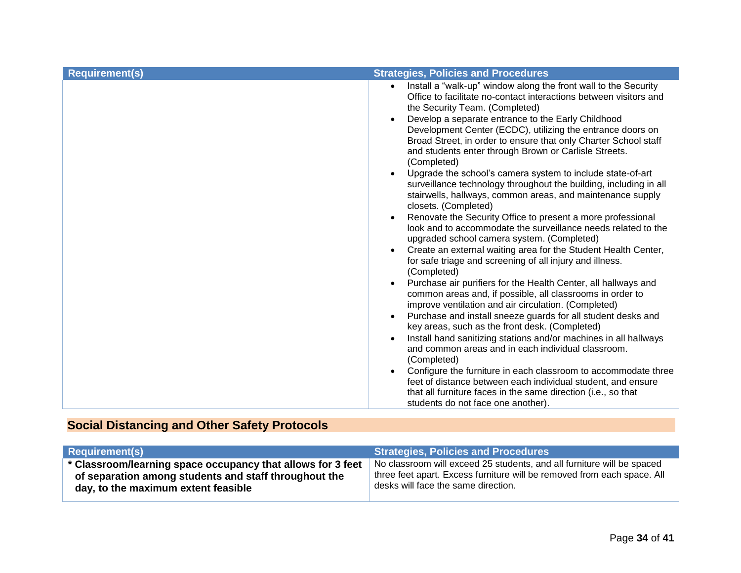| Requirement(s) | Strategies, Policies and Procedures |
|---|---|
| | • Install a "walk-up" window along the front wall to the Security Office to facilitate no-contact interactions between visitors and the Security Team. (Completed)<br>• Develop a separate entrance to the Early Childhood Development Center (ECDC), utilizing the entrance doors on Broad Street, in order to ensure that only Charter School staff and students enter through Brown or Carlisle Streets. (Completed)<br>• Upgrade the school's camera system to include state-of-art surveillance technology throughout the building, including in all stairwells, hallways, common areas, and maintenance supply closets. (Completed)<br>• Renovate the Security Office to present a more professional look and to accommodate the surveillance needs related to the upgraded school camera system. (Completed)<br>• Create an external waiting area for the Student Health Center, for safe triage and screening of all injury and illness. (Completed)<br>• Purchase air purifiers for the Health Center, all hallways and common areas and, if possible, all classrooms in order to improve ventilation and air circulation. (Completed)<br>• Purchase and install sneeze guards for all student desks and key areas, such as the front desk. (Completed)<br>• Install hand sanitizing stations and/or machines in all hallways and common areas and in each individual classroom. (Completed)<br>• Configure the furniture in each classroom to accommodate three feet of distance between each individual student, and ensure that all furniture faces in the same direction (i.e., so that students do not face one another). |

## Social Distancing and Other Safety Protocols

| Requirement(s) | Strategies, Policies and Procedures |
|---|---|
| **\* Classroom/learning space occupancy that allows for 3 feet of separation among students and staff throughout the day, to the maximum extent feasible** | No classroom will exceed 25 students, and all furniture will be spaced three feet apart. Excess furniture will be removed from each space. All desks will face the same direction. |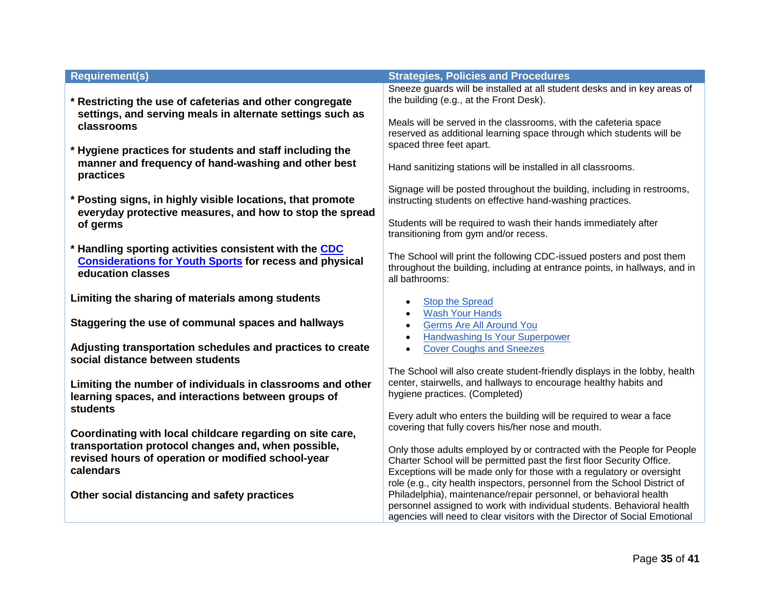| Requirement(s) | Strategies, Policies and Procedures |
|---|---|
| **\* Restricting the use of cafeterias and other congregate settings, and serving meals in alternate settings such as classrooms**<br><br>**\* Hygiene practices for students and staff including the manner and frequency of hand-washing and other best practices**<br><br>**\* Posting signs, in highly visible locations, that promote everyday protective measures, and how to stop the spread of germs**<br><br>**\* Handling sporting activities consistent with the CDC Considerations for Youth Sports for recess and physical education classes**<br><br>**Limiting the sharing of materials among students**<br><br>**Staggering the use of communal spaces and hallways**<br><br>**Adjusting transportation schedules and practices to create social distance between students**<br><br>**Limiting the number of individuals in classrooms and other learning spaces, and interactions between groups of students**<br><br>**Coordinating with local childcare regarding on site care, transportation protocol changes and, when possible, revised hours of operation or modified school-year calendars**<br><br>**Other social distancing and safety practices** | Sneeze guards will be installed at all student desks and in key areas of the building (e.g., at the Front Desk).<br><br>Meals will be served in the classrooms, with the cafeteria space reserved as additional learning space through which students will be spaced three feet apart.<br><br>Hand sanitizing stations will be installed in all classrooms.<br><br>Signage will be posted throughout the building, including in restrooms, instructing students on effective hand-washing practices.<br><br>Students will be required to wash their hands immediately after transitioning from gym and/or recess.<br><br>The School will print the following CDC-issued posters and post them throughout the building, including at entrance points, in hallways, and in all bathrooms:<br><br>• Stop the Spread<br>• Wash Your Hands<br>• Germs Are All Around You<br>• Handwashing Is Your Superpower<br>• Cover Coughs and Sneezes<br><br>The School will also create student-friendly displays in the lobby, health center, stairwells, and hallways to encourage healthy habits and hygiene practices. (Completed)<br><br>Every adult who enters the building will be required to wear a face covering that fully covers his/her nose and mouth.<br><br>Only those adults employed by or contracted with the People for People Charter School will be permitted past the first floor Security Office. Exceptions will be made only for those with a regulatory or oversight role (e.g., city health inspectors, personnel from the School District of Philadelphia), maintenance/repair personnel, or behavioral health personnel assigned to work with individual students. Behavioral health agencies will need to clear visitors with the Director of Social Emotional |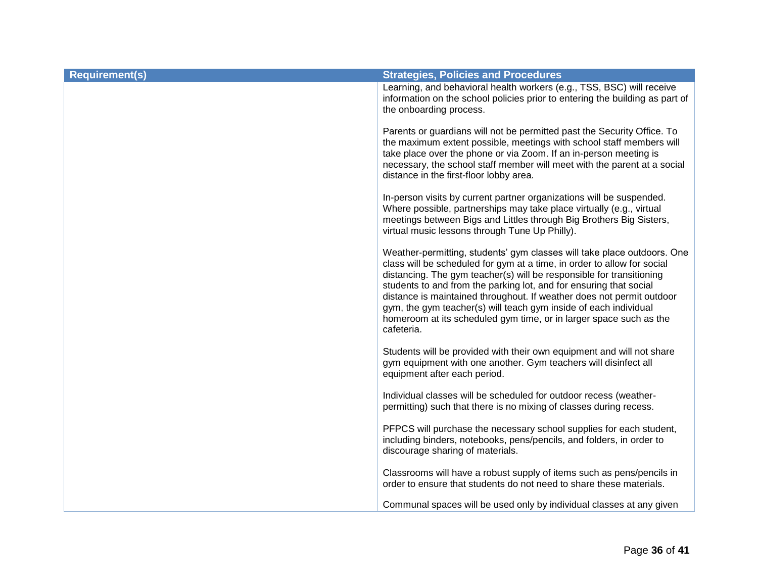| Requirement(s) | Strategies, Policies and Procedures |
| --- | --- |
| | Learning, and behavioral health workers (e.g., TSS, BSC) will receive information on the school policies prior to entering the building as part of the onboarding process.<br><br>Parents or guardians will not be permitted past the Security Office. To the maximum extent possible, meetings with school staff members will take place over the phone or via Zoom. If an in-person meeting is necessary, the school staff member will meet with the parent at a social distance in the first-floor lobby area.<br><br>In-person visits by current partner organizations will be suspended. Where possible, partnerships may take place virtually (e.g., virtual meetings between Bigs and Littles through Big Brothers Big Sisters, virtual music lessons through Tune Up Philly).<br><br>Weather-permitting, students' gym classes will take place outdoors. One class will be scheduled for gym at a time, in order to allow for social distancing. The gym teacher(s) will be responsible for transitioning students to and from the parking lot, and for ensuring that social distance is maintained throughout. If weather does not permit outdoor gym, the gym teacher(s) will teach gym inside of each individual homeroom at its scheduled gym time, or in larger space such as the cafeteria.<br><br>Students will be provided with their own equipment and will not share gym equipment with one another. Gym teachers will disinfect all equipment after each period.<br><br>Individual classes will be scheduled for outdoor recess (weather-permitting) such that there is no mixing of classes during recess.<br><br>PFPCS will purchase the necessary school supplies for each student, including binders, notebooks, pens/pencils, and folders, in order to discourage sharing of materials.<br><br>Classrooms will have a robust supply of items such as pens/pencils in order to ensure that students do not need to share these materials.<br><br>Communal spaces will be used only by individual classes at any given |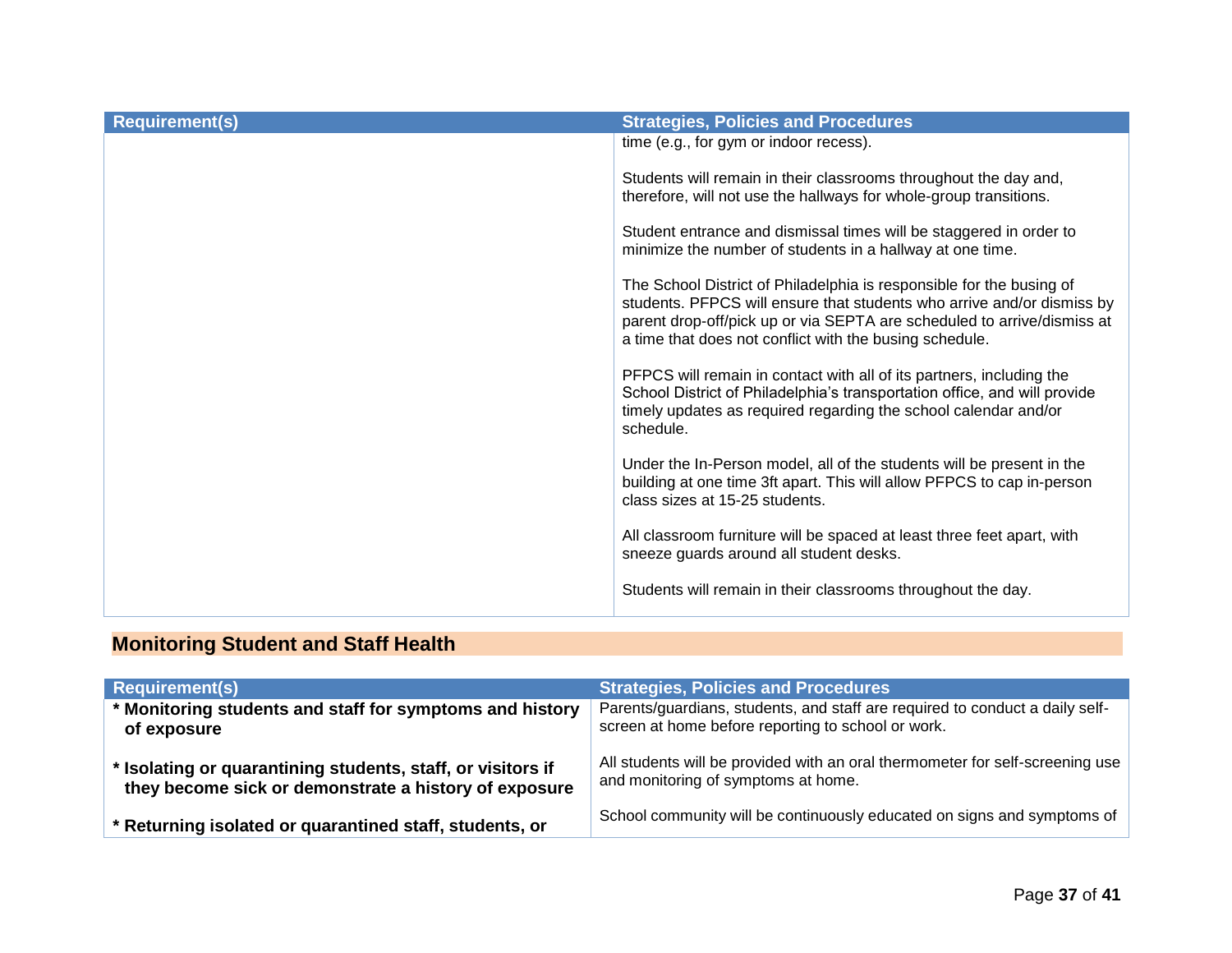| Requirement(s) | Strategies, Policies and Procedures |
|---|---|
| | time (e.g., for gym or indoor recess).<br><br>Students will remain in their classrooms throughout the day and, therefore, will not use the hallways for whole-group transitions.<br><br>Student entrance and dismissal times will be staggered in order to minimize the number of students in a hallway at one time.<br><br>The School District of Philadelphia is responsible for the busing of students. PFPCS will ensure that students who arrive and/or dismiss by parent drop-off/pick up or via SEPTA are scheduled to arrive/dismiss at a time that does not conflict with the busing schedule.<br><br>PFPCS will remain in contact with all of its partners, including the School District of Philadelphia's transportation office, and will provide timely updates as required regarding the school calendar and/or schedule.<br><br>Under the In-Person model, all of the students will be present in the building at one time 3ft apart. This will allow PFPCS to cap in-person class sizes at 15-25 students.<br><br>All classroom furniture will be spaced at least three feet apart, with sneeze guards around all student desks.<br><br>Students will remain in their classrooms throughout the day. |

## Monitoring Student and Staff Health

| Requirement(s) | Strategies, Policies and Procedures |
|---|---|
| **\* Monitoring students and staff for symptoms and history of exposure**<br><br>**\* Isolating or quarantining students, staff, or visitors if they become sick or demonstrate a history of exposure**<br><br>**\* Returning isolated or quarantined staff, students, or** | Parents/guardians, students, and staff are required to conduct a daily self-screen at home before reporting to school or work.<br><br>All students will be provided with an oral thermometer for self-screening use and monitoring of symptoms at home.<br><br>School community will be continuously educated on signs and symptoms of |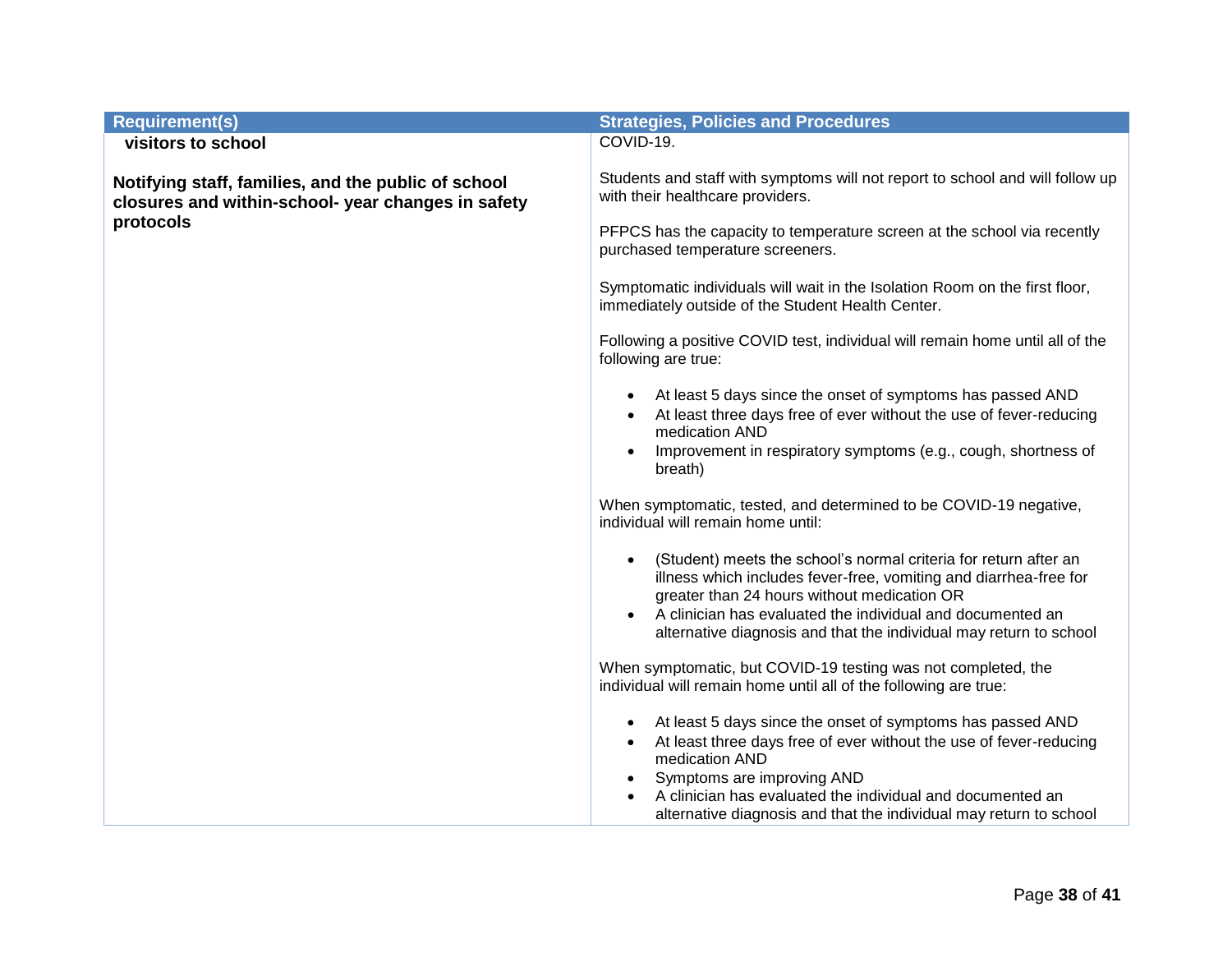| Requirement(s) | Strategies, Policies and Procedures |
|---|---|
| **visitors to school**<br><br>**Notifying staff, families, and the public of school closures and within-school- year changes in safety protocols** | COVID-19.<br><br>Students and staff with symptoms will not report to school and will follow up with their healthcare providers.<br><br>PFPCS has the capacity to temperature screen at the school via recently purchased temperature screeners.<br><br>Symptomatic individuals will wait in the Isolation Room on the first floor, immediately outside of the Student Health Center.<br><br>Following a positive COVID test, individual will remain home until all of the following are true:<br><br>• At least 5 days since the onset of symptoms has passed AND<br>• At least three days free of ever without the use of fever-reducing medication AND<br>• Improvement in respiratory symptoms (e.g., cough, shortness of breath)<br><br>When symptomatic, tested, and determined to be COVID-19 negative, individual will remain home until:<br><br>• (Student) meets the school's normal criteria for return after an illness which includes fever-free, vomiting and diarrhea-free for greater than 24 hours without medication OR<br>• A clinician has evaluated the individual and documented an alternative diagnosis and that the individual may return to school<br><br>When symptomatic, but COVID-19 testing was not completed, the individual will remain home until all of the following are true:<br><br>• At least 5 days since the onset of symptoms has passed AND<br>• At least three days free of ever without the use of fever-reducing medication AND<br>• Symptoms are improving AND<br>• A clinician has evaluated the individual and documented an alternative diagnosis and that the individual may return to school |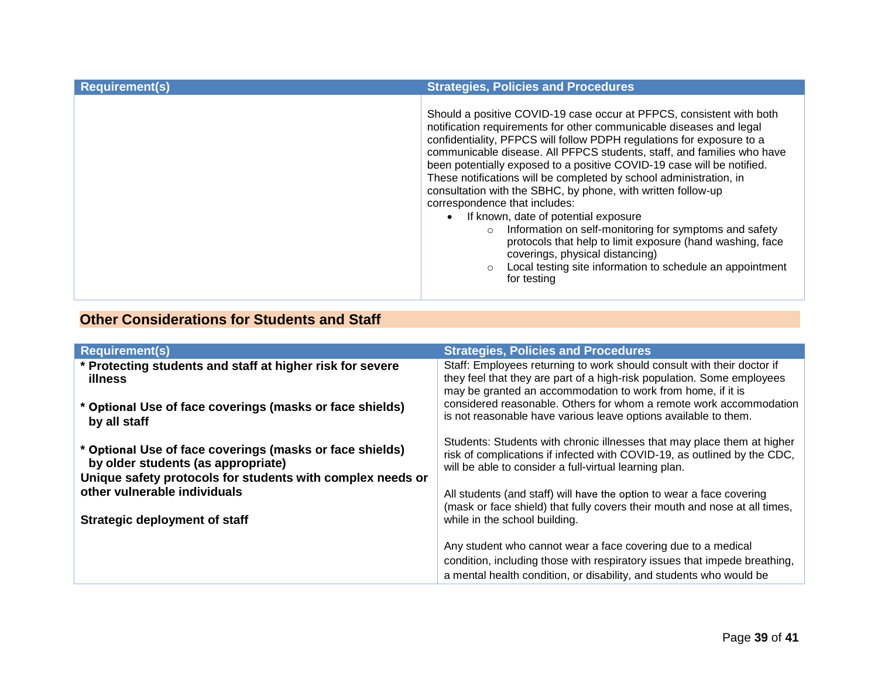| Requirement(s) | Strategies, Policies and Procedures |
|---|---|
| | Should a positive COVID-19 case occur at PFPCS, consistent with both notification requirements for other communicable diseases and legal confidentiality, PFPCS will follow PDPH regulations for exposure to a communicable disease. All PFPCS students, staff, and families who have been potentially exposed to a positive COVID-19 case will be notified. These notifications will be completed by school administration, in consultation with the SBHC, by phone, with written follow-up correspondence that includes:<br>• If known, date of potential exposure<br>  ○ Information on self-monitoring for symptoms and safety protocols that help to limit exposure (hand washing, face coverings, physical distancing)<br>  ○ Local testing site information to schedule an appointment for testing |

## Other Considerations for Students and Staff

| Requirement(s) | Strategies, Policies and Procedures |
|---|---|
| **\* Protecting students and staff at higher risk for severe illness**<br><br>**\* Optional Use of face coverings (masks or face shields) by all staff**<br><br>**\* Optional Use of face coverings (masks or face shields) by older students (as appropriate)**<br>**Unique safety protocols for students with complex needs or other vulnerable individuals**<br><br>**Strategic deployment of staff** | Staff: Employees returning to work should consult with their doctor if they feel that they are part of a high-risk population. Some employees may be granted an accommodation to work from home, if it is considered reasonable. Others for whom a remote work accommodation is not reasonable have various leave options available to them.<br><br>Students: Students with chronic illnesses that may place them at higher risk of complications if infected with COVID-19, as outlined by the CDC, will be able to consider a full-virtual learning plan.<br><br>All students (and staff) will have the option to wear a face covering (mask or face shield) that fully covers their mouth and nose at all times, while in the school building.<br><br>Any student who cannot wear a face covering due to a medical condition, including those with respiratory issues that impede breathing, a mental health condition, or disability, and students who would be |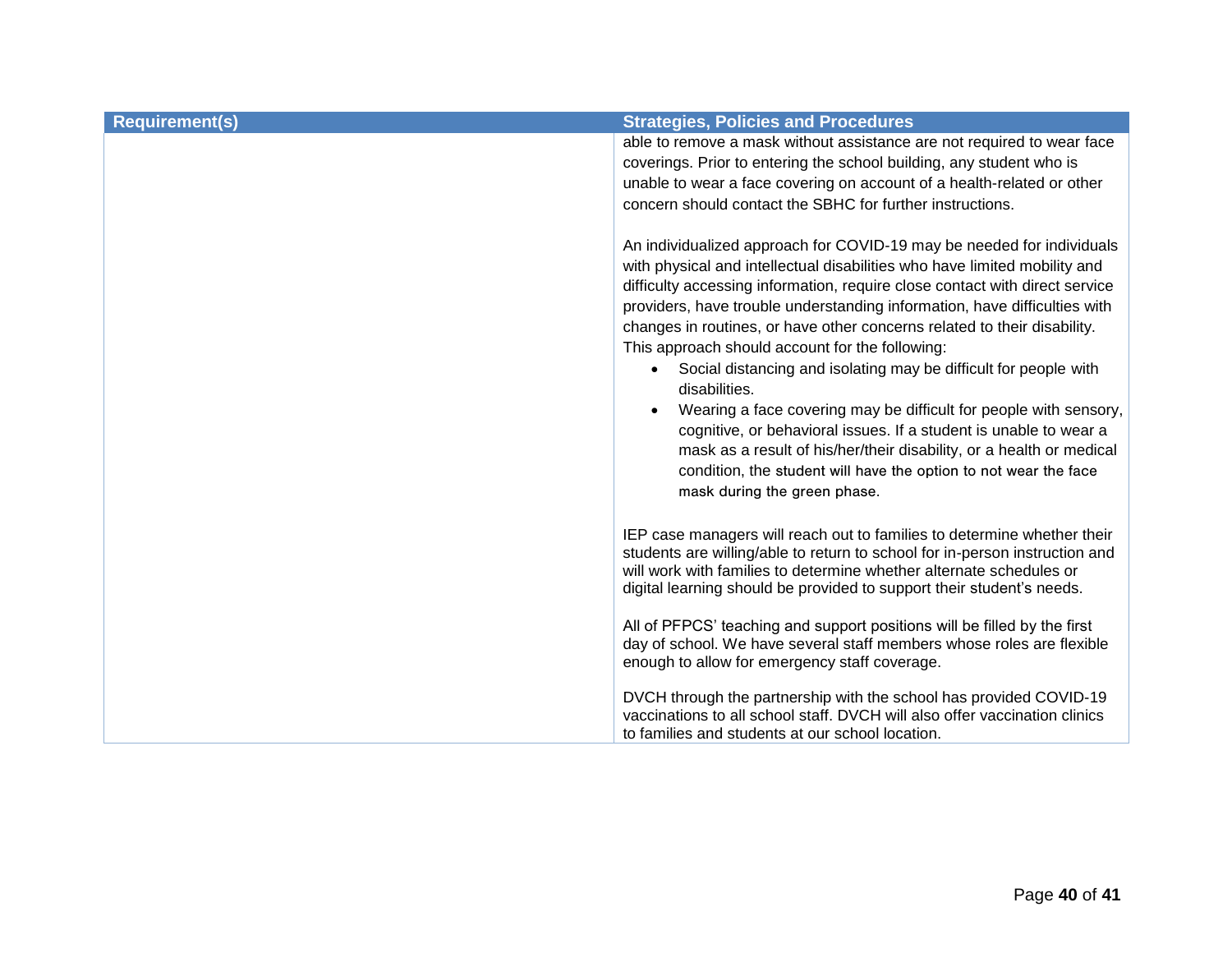| Requirement(s) | Strategies, Policies and Procedures |
|---|---|
| | able to remove a mask without assistance are not required to wear face coverings. Prior to entering the school building, any student who is unable to wear a face covering on account of a health-related or other concern should contact the SBHC for further instructions.<br><br>An individualized approach for COVID-19 may be needed for individuals with physical and intellectual disabilities who have limited mobility and difficulty accessing information, require close contact with direct service providers, have trouble understanding information, have difficulties with changes in routines, or have other concerns related to their disability. This approach should account for the following:<br>• Social distancing and isolating may be difficult for people with disabilities.<br>• Wearing a face covering may be difficult for people with sensory, cognitive, or behavioral issues. If a student is unable to wear a mask as a result of his/her/their disability, or a health or medical condition, the student will have the option to not wear the face mask during the green phase.<br><br>IEP case managers will reach out to families to determine whether their students are willing/able to return to school for in-person instruction and will work with families to determine whether alternate schedules or digital learning should be provided to support their student's needs.<br><br>All of PFPCS' teaching and support positions will be filled by the first day of school. We have several staff members whose roles are flexible enough to allow for emergency staff coverage.<br><br>DVCH through the partnership with the school has provided COVID-19 vaccinations to all school staff. DVCH will also offer vaccination clinics to families and students at our school location. |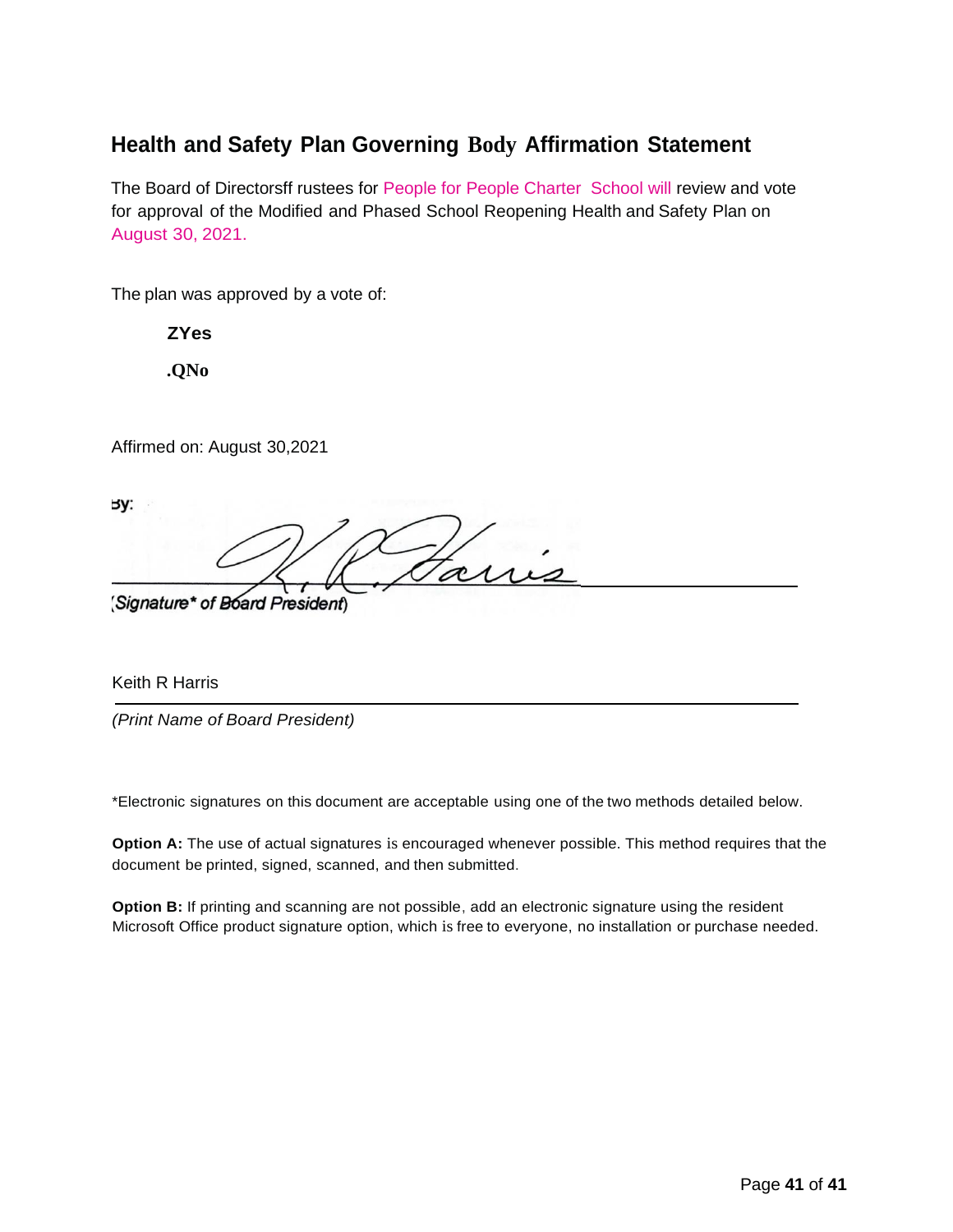## Health and Safety Plan Governing Body Affirmation Statement

The Board of Directorsff rustees for People for People Charter School will review and vote for approval of the Modified and Phased School Reopening Health and Safety Plan on August 30, 2021.

The plan was approved by a vote of:

**ZYes**

**.QNo**

Affirmed on: August 30,2021

By:

(*Signature\* of Board President*)

Keith R Harris

*(Print Name of Board President)*

\*Electronic signatures on this document are acceptable using one of the two methods detailed below.

**Option A:** The use of actual signatures is encouraged whenever possible. This method requires that the document be printed, signed, scanned, and then submitted.

**Option B:** If printing and scanning are not possible, add an electronic signature using the resident Microsoft Office product signature option, which is free to everyone, no installation or purchase needed.